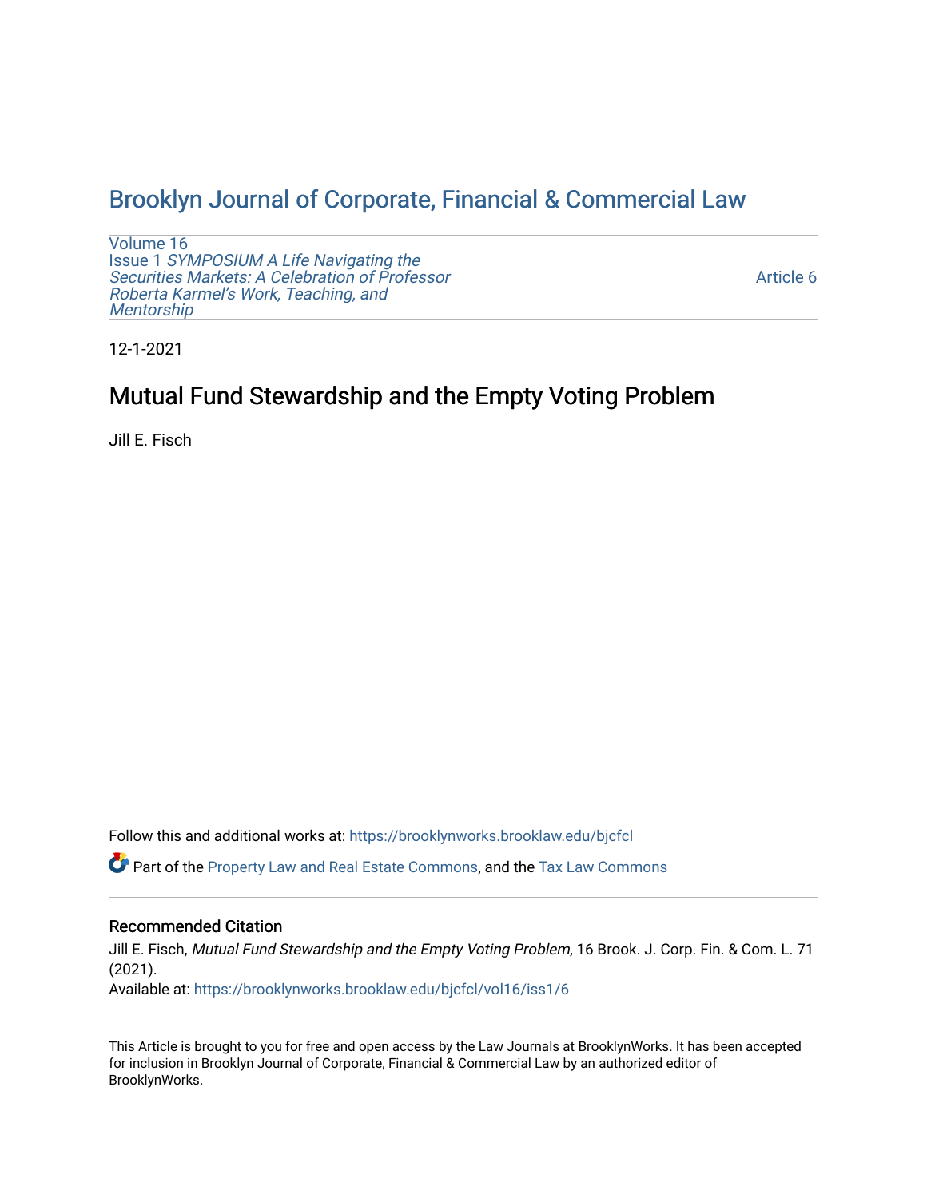# Brooklyn Journal of Corporate, Financial & Commercial Law

Volume 16
Issue 1 *SYMPOSIUM A Life Navigating the Securities Markets: A Celebration of Professor Roberta Karmel's Work, Teaching, and Mentorship*

Article 6

12-1-2021

## Mutual Fund Stewardship and the Empty Voting Problem

Jill E. Fisch

Follow this and additional works at: https://brooklynworks.brooklaw.edu/bjcfcl

Part of the Property Law and Real Estate Commons, and the Tax Law Commons

### Recommended Citation

Jill E. Fisch, *Mutual Fund Stewardship and the Empty Voting Problem*, 16 Brook. J. Corp. Fin. & Com. L. 71 (2021).
Available at: https://brooklynworks.brooklaw.edu/bjcfcl/vol16/iss1/6

This Article is brought to you for free and open access by the Law Journals at BrooklynWorks. It has been accepted for inclusion in Brooklyn Journal of Corporate, Financial & Commercial Law by an authorized editor of BrooklynWorks.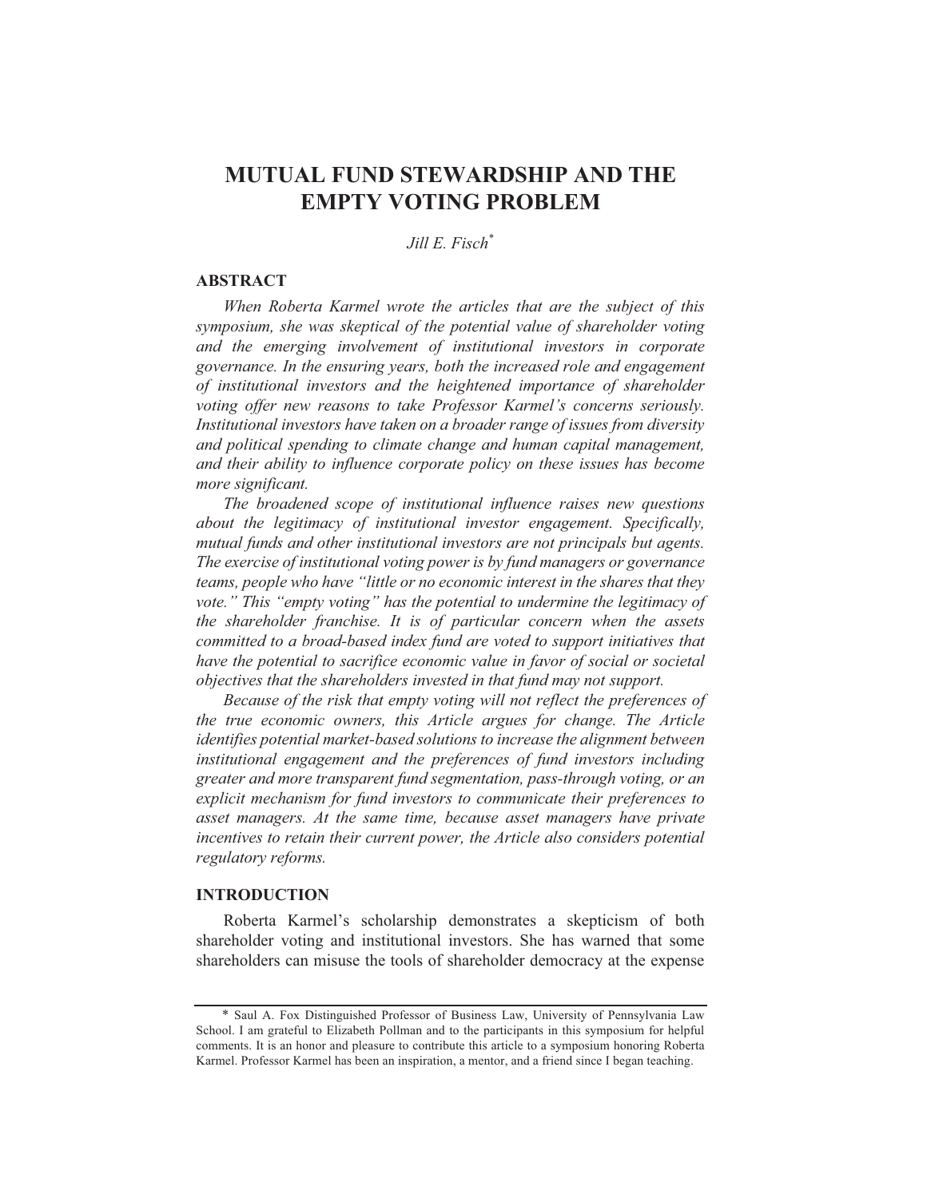# MUTUAL FUND STEWARDSHIP AND THE EMPTY VOTING PROBLEM

*Jill E. Fisch*[*]

## ABSTRACT

*When Roberta Karmel wrote the articles that are the subject of this symposium, she was skeptical of the potential value of shareholder voting and the emerging involvement of institutional investors in corporate governance. In the ensuring years, both the increased role and engagement of institutional investors and the heightened importance of shareholder voting offer new reasons to take Professor Karmel's concerns seriously. Institutional investors have taken on a broader range of issues from diversity and political spending to climate change and human capital management, and their ability to influence corporate policy on these issues has become more significant.*

*The broadened scope of institutional influence raises new questions about the legitimacy of institutional investor engagement. Specifically, mutual funds and other institutional investors are not principals but agents. The exercise of institutional voting power is by fund managers or governance teams, people who have "little or no economic interest in the shares that they vote." This "empty voting" has the potential to undermine the legitimacy of the shareholder franchise. It is of particular concern when the assets committed to a broad-based index fund are voted to support initiatives that have the potential to sacrifice economic value in favor of social or societal objectives that the shareholders invested in that fund may not support.*

*Because of the risk that empty voting will not reflect the preferences of the true economic owners, this Article argues for change. The Article identifies potential market-based solutions to increase the alignment between institutional engagement and the preferences of fund investors including greater and more transparent fund segmentation, pass-through voting, or an explicit mechanism for fund investors to communicate their preferences to asset managers. At the same time, because asset managers have private incentives to retain their current power, the Article also considers potential regulatory reforms.*

## INTRODUCTION

Roberta Karmel's scholarship demonstrates a skepticism of both shareholder voting and institutional investors. She has warned that some shareholders can misuse the tools of shareholder democracy at the expense

---

[*] Saul A. Fox Distinguished Professor of Business Law, University of Pennsylvania Law School. I am grateful to Elizabeth Pollman and to the participants in this symposium for helpful comments. It is an honor and pleasure to contribute this article to a symposium honoring Roberta Karmel. Professor Karmel has been an inspiration, a mentor, and a friend since I began teaching.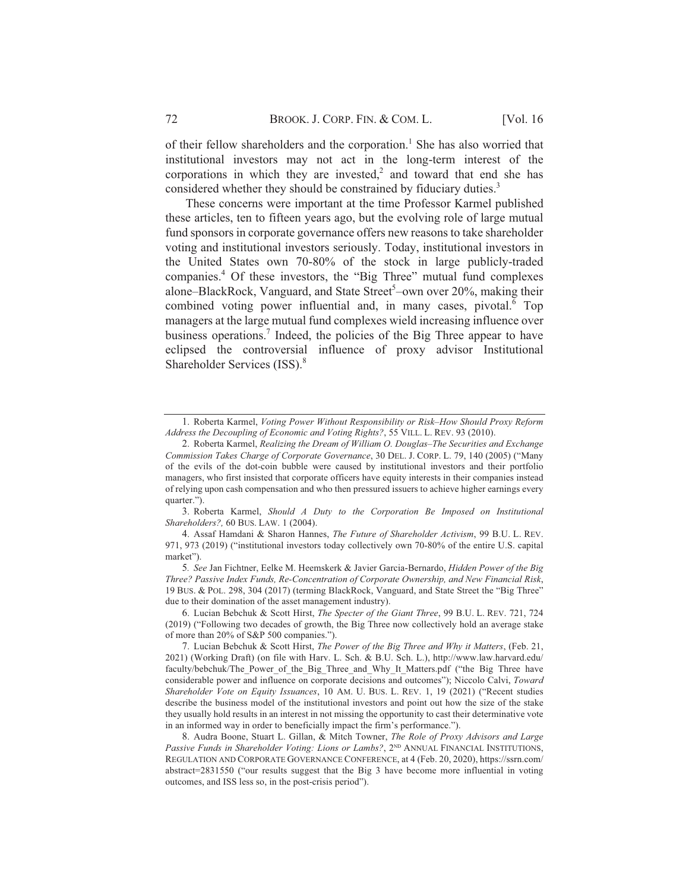of their fellow shareholders and the corporation.[1] She has also worried that institutional investors may not act in the long-term interest of the corporations in which they are invested,[2] and toward that end she has considered whether they should be constrained by fiduciary duties.[3]

These concerns were important at the time Professor Karmel published these articles, ten to fifteen years ago, but the evolving role of large mutual fund sponsors in corporate governance offers new reasons to take shareholder voting and institutional investors seriously. Today, institutional investors in the United States own 70-80% of the stock in large publicly-traded companies.[4] Of these investors, the "Big Three" mutual fund complexes alone–BlackRock, Vanguard, and State Street[5]–own over 20%, making their combined voting power influential and, in many cases, pivotal.[6] Top managers at the large mutual fund complexes wield increasing influence over business operations.[7] Indeed, the policies of the Big Three appear to have eclipsed the controversial influence of proxy advisor Institutional Shareholder Services (ISS).[8]

---

1. Roberta Karmel, *Voting Power Without Responsibility or Risk–How Should Proxy Reform Address the Decoupling of Economic and Voting Rights?*, 55 VILL. L. REV. 93 (2010).

2. Roberta Karmel, *Realizing the Dream of William O. Douglas–The Securities and Exchange Commission Takes Charge of Corporate Governance*, 30 DEL. J. CORP. L. 79, 140 (2005) ("Many of the evils of the dot-coin bubble were caused by institutional investors and their portfolio managers, who first insisted that corporate officers have equity interests in their companies instead of relying upon cash compensation and who then pressured issuers to achieve higher earnings every quarter.").

3. Roberta Karmel, *Should A Duty to the Corporation Be Imposed on Institutional Shareholders?,* 60 BUS. LAW. 1 (2004).

4. Assaf Hamdani & Sharon Hannes, *The Future of Shareholder Activism*, 99 B.U. L. REV. 971, 973 (2019) ("institutional investors today collectively own 70-80% of the entire U.S. capital market").

5. *See* Jan Fichtner, Eelke M. Heemskerk & Javier Garcia-Bernardo, *Hidden Power of the Big Three? Passive Index Funds, Re-Concentration of Corporate Ownership, and New Financial Risk*, 19 BUS. & POL. 298, 304 (2017) (terming BlackRock, Vanguard, and State Street the "Big Three" due to their domination of the asset management industry).

6. Lucian Bebchuk & Scott Hirst, *The Specter of the Giant Three*, 99 B.U. L. REV. 721, 724 (2019) ("Following two decades of growth, the Big Three now collectively hold an average stake of more than 20% of S&P 500 companies.").

7. Lucian Bebchuk & Scott Hirst, *The Power of the Big Three and Why it Matters*, (Feb. 21, 2021) (Working Draft) (on file with Harv. L. Sch. & B.U. Sch. L.), http://www.law.harvard.edu/faculty/bebchuk/The_Power_of_the_Big_Three_and_Why_It_Matters.pdf ("the Big Three have considerable power and influence on corporate decisions and outcomes"); Niccolo Calvi, *Toward Shareholder Vote on Equity Issuances*, 10 AM. U. BUS. L. REV. 1, 19 (2021) ("Recent studies describe the business model of the institutional investors and point out how the size of the stake they usually hold results in an interest in not missing the opportunity to cast their determinative vote in an informed way in order to beneficially impact the firm's performance.").

8. Audra Boone, Stuart L. Gillan, & Mitch Towner, *The Role of Proxy Advisors and Large Passive Funds in Shareholder Voting: Lions or Lambs?*, 2ND ANNUAL FINANCIAL INSTITUTIONS, REGULATION AND CORPORATE GOVERNANCE CONFERENCE, at 4 (Feb. 20, 2020), https://ssrn.com/abstract=2831550 ("our results suggest that the Big 3 have become more influential in voting outcomes, and ISS less so, in the post-crisis period").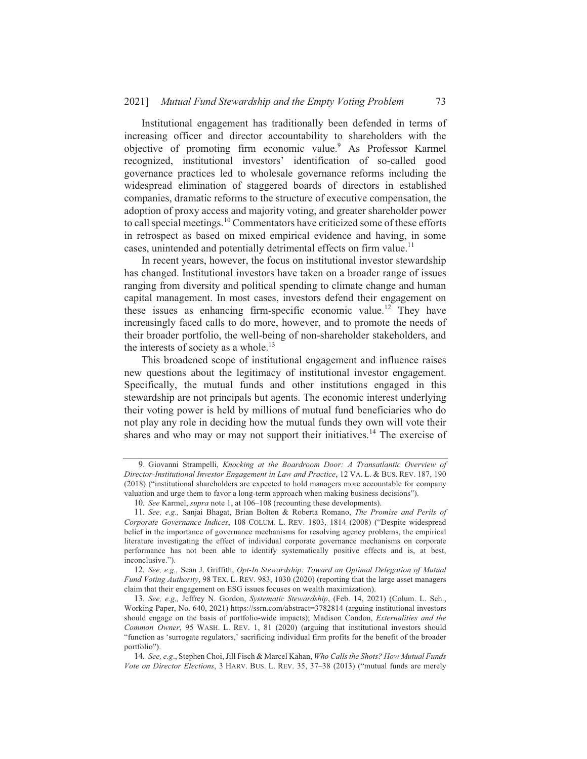Institutional engagement has traditionally been defended in terms of increasing officer and director accountability to shareholders with the objective of promoting firm economic value.[9] As Professor Karmel recognized, institutional investors' identification of so-called good governance practices led to wholesale governance reforms including the widespread elimination of staggered boards of directors in established companies, dramatic reforms to the structure of executive compensation, the adoption of proxy access and majority voting, and greater shareholder power to call special meetings.[10] Commentators have criticized some of these efforts in retrospect as based on mixed empirical evidence and having, in some cases, unintended and potentially detrimental effects on firm value.[11]

In recent years, however, the focus on institutional investor stewardship has changed. Institutional investors have taken on a broader range of issues ranging from diversity and political spending to climate change and human capital management. In most cases, investors defend their engagement on these issues as enhancing firm-specific economic value.[12] They have increasingly faced calls to do more, however, and to promote the needs of their broader portfolio, the well-being of non-shareholder stakeholders, and the interests of society as a whole.[13]

This broadened scope of institutional engagement and influence raises new questions about the legitimacy of institutional investor engagement. Specifically, the mutual funds and other institutions engaged in this stewardship are not principals but agents. The economic interest underlying their voting power is held by millions of mutual fund beneficiaries who do not play any role in deciding how the mutual funds they own will vote their shares and who may or may not support their initiatives.[14] The exercise of

---

9. Giovanni Strampelli, *Knocking at the Boardroom Door: A Transatlantic Overview of Director-Institutional Investor Engagement in Law and Practice*, 12 VA. L. & BUS. REV. 187, 190 (2018) ("institutional shareholders are expected to hold managers more accountable for company valuation and urge them to favor a long-term approach when making business decisions").

10. *See* Karmel, *supra* note 1, at 106–108 (recounting these developments).

11. *See, e.g.,* Sanjai Bhagat, Brian Bolton & Roberta Romano, *The Promise and Perils of Corporate Governance Indices*, 108 COLUM. L. REV. 1803, 1814 (2008) ("Despite widespread belief in the importance of governance mechanisms for resolving agency problems, the empirical literature investigating the effect of individual corporate governance mechanisms on corporate performance has not been able to identify systematically positive effects and is, at best, inconclusive.").

12. *See, e.g.,* Sean J. Griffith, *Opt-In Stewardship: Toward an Optimal Delegation of Mutual Fund Voting Authority*, 98 TEX. L. REV. 983, 1030 (2020) (reporting that the large asset managers claim that their engagement on ESG issues focuses on wealth maximization).

13. *See, e.g.,* Jeffrey N. Gordon, *Systematic Stewardship*, (Feb. 14, 2021) (Colum. L. Sch., Working Paper, No. 640, 2021) https://ssrn.com/abstract=3782814 (arguing institutional investors should engage on the basis of portfolio-wide impacts); Madison Condon, *Externalities and the Common Owner*, 95 WASH. L. REV. 1, 81 (2020) (arguing that institutional investors should "function as 'surrogate regulators,' sacrificing individual firm profits for the benefit of the broader portfolio").

14. *See, e.g*., Stephen Choi, Jill Fisch & Marcel Kahan, *Who Calls the Shots? How Mutual Funds Vote on Director Elections*, 3 HARV. BUS. L. REV. 35, 37–38 (2013) ("mutual funds are merely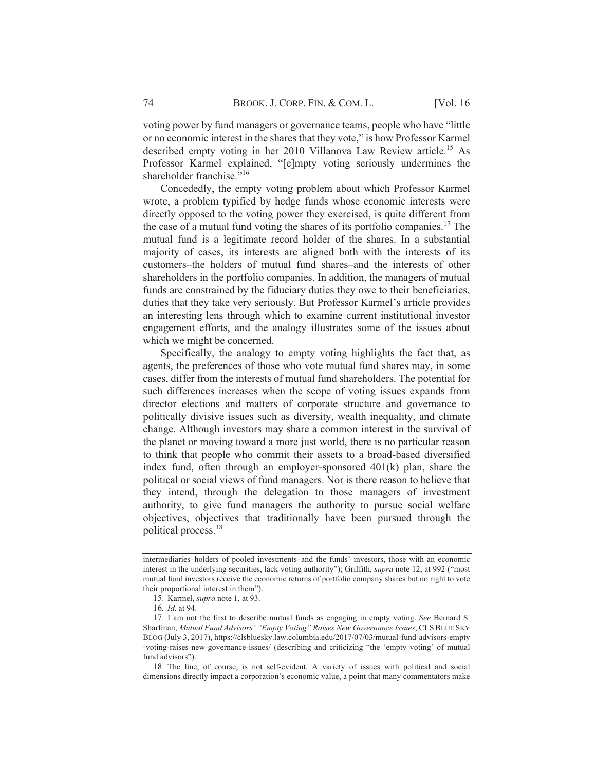voting power by fund managers or governance teams, people who have "little or no economic interest in the shares that they vote," is how Professor Karmel described empty voting in her 2010 Villanova Law Review article.[15] As Professor Karmel explained, "[e]mpty voting seriously undermines the shareholder franchise."[16]

Concededly, the empty voting problem about which Professor Karmel wrote, a problem typified by hedge funds whose economic interests were directly opposed to the voting power they exercised, is quite different from the case of a mutual fund voting the shares of its portfolio companies.[17] The mutual fund is a legitimate record holder of the shares. In a substantial majority of cases, its interests are aligned both with the interests of its customers–the holders of mutual fund shares–and the interests of other shareholders in the portfolio companies. In addition, the managers of mutual funds are constrained by the fiduciary duties they owe to their beneficiaries, duties that they take very seriously. But Professor Karmel's article provides an interesting lens through which to examine current institutional investor engagement efforts, and the analogy illustrates some of the issues about which we might be concerned.

Specifically, the analogy to empty voting highlights the fact that, as agents, the preferences of those who vote mutual fund shares may, in some cases, differ from the interests of mutual fund shareholders. The potential for such differences increases when the scope of voting issues expands from director elections and matters of corporate structure and governance to politically divisive issues such as diversity, wealth inequality, and climate change. Although investors may share a common interest in the survival of the planet or moving toward a more just world, there is no particular reason to think that people who commit their assets to a broad-based diversified index fund, often through an employer-sponsored 401(k) plan, share the political or social views of fund managers. Nor is there reason to believe that they intend, through the delegation to those managers of investment authority, to give fund managers the authority to pursue social welfare objectives, objectives that traditionally have been pursued through the political process.[18]

---

intermediaries–holders of pooled investments–and the funds' investors, those with an economic interest in the underlying securities, lack voting authority"); Griffith, *supra* note 12, at 992 ("most mutual fund investors receive the economic returns of portfolio company shares but no right to vote their proportional interest in them").

15. Karmel, *supra* note 1, at 93.

16. *Id.* at 94.

17. I am not the first to describe mutual funds as engaging in empty voting. *See* Bernard S. Sharfman, *Mutual Fund Advisors' "Empty Voting" Raises New Governance Issues*, CLS BLUE SKY BLOG (July 3, 2017), https://clsbluesky.law.columbia.edu/2017/07/03/mutual-fund-advisors-empty-voting-raises-new-governance-issues/ (describing and criticizing "the 'empty voting' of mutual fund advisors").

18. The line, of course, is not self-evident. A variety of issues with political and social dimensions directly impact a corporation's economic value, a point that many commentators make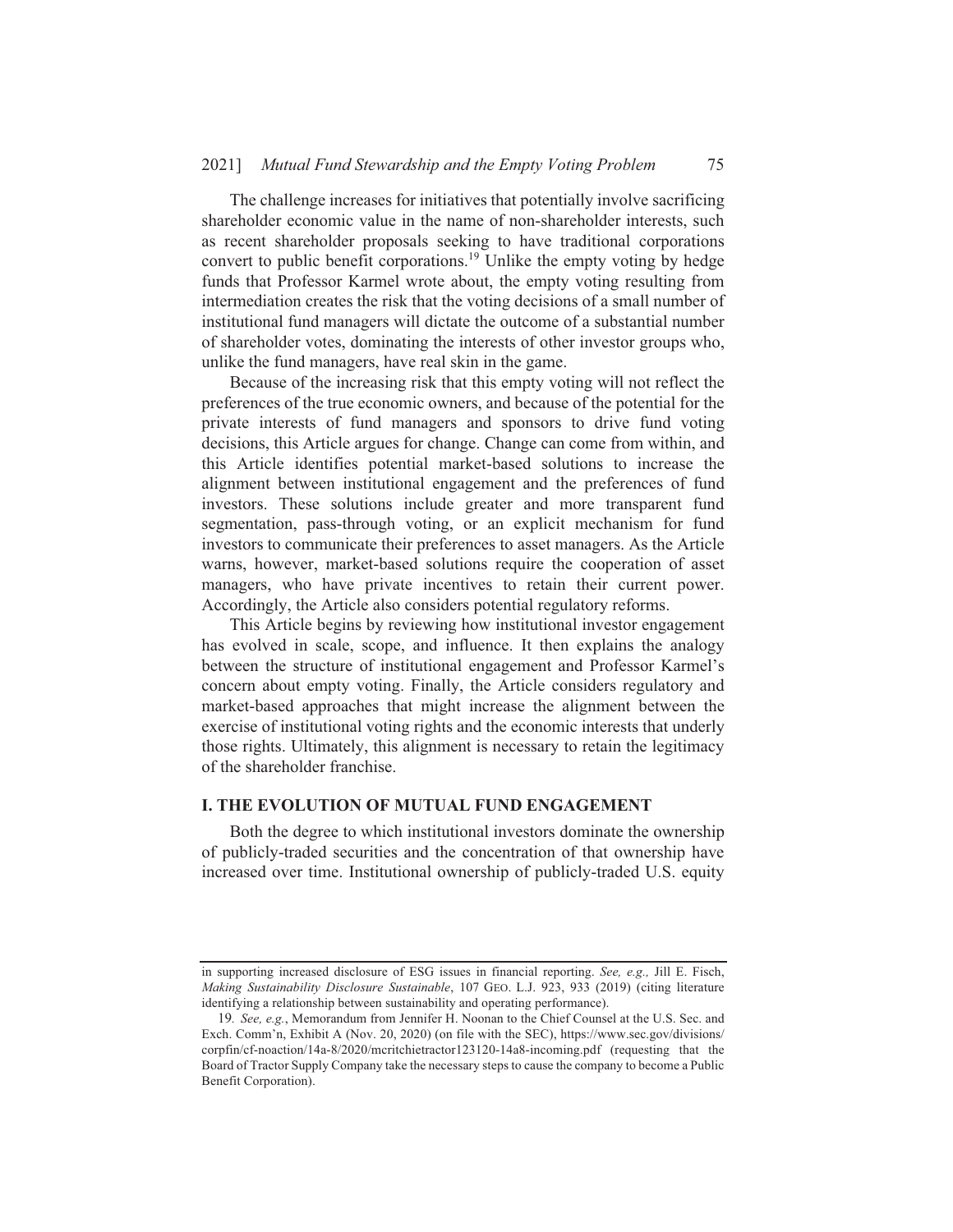The challenge increases for initiatives that potentially involve sacrificing shareholder economic value in the name of non-shareholder interests, such as recent shareholder proposals seeking to have traditional corporations convert to public benefit corporations.[19] Unlike the empty voting by hedge funds that Professor Karmel wrote about, the empty voting resulting from intermediation creates the risk that the voting decisions of a small number of institutional fund managers will dictate the outcome of a substantial number of shareholder votes, dominating the interests of other investor groups who, unlike the fund managers, have real skin in the game.

Because of the increasing risk that this empty voting will not reflect the preferences of the true economic owners, and because of the potential for the private interests of fund managers and sponsors to drive fund voting decisions, this Article argues for change. Change can come from within, and this Article identifies potential market-based solutions to increase the alignment between institutional engagement and the preferences of fund investors. These solutions include greater and more transparent fund segmentation, pass-through voting, or an explicit mechanism for fund investors to communicate their preferences to asset managers. As the Article warns, however, market-based solutions require the cooperation of asset managers, who have private incentives to retain their current power. Accordingly, the Article also considers potential regulatory reforms.

This Article begins by reviewing how institutional investor engagement has evolved in scale, scope, and influence. It then explains the analogy between the structure of institutional engagement and Professor Karmel's concern about empty voting. Finally, the Article considers regulatory and market-based approaches that might increase the alignment between the exercise of institutional voting rights and the economic interests that underly those rights. Ultimately, this alignment is necessary to retain the legitimacy of the shareholder franchise.

## I. THE EVOLUTION OF MUTUAL FUND ENGAGEMENT

Both the degree to which institutional investors dominate the ownership of publicly-traded securities and the concentration of that ownership have increased over time. Institutional ownership of publicly-traded U.S. equity

---

in supporting increased disclosure of ESG issues in financial reporting. *See, e.g.,* Jill E. Fisch, *Making Sustainability Disclosure Sustainable*, 107 GEO. L.J. 923, 933 (2019) (citing literature identifying a relationship between sustainability and operating performance).

19. *See, e.g.*, Memorandum from Jennifer H. Noonan to the Chief Counsel at the U.S. Sec. and Exch. Comm'n, Exhibit A (Nov. 20, 2020) (on file with the SEC), https://www.sec.gov/divisions/corpfin/cf-noaction/14a-8/2020/mcritchietractor123120-14a8-incoming.pdf (requesting that the Board of Tractor Supply Company take the necessary steps to cause the company to become a Public Benefit Corporation).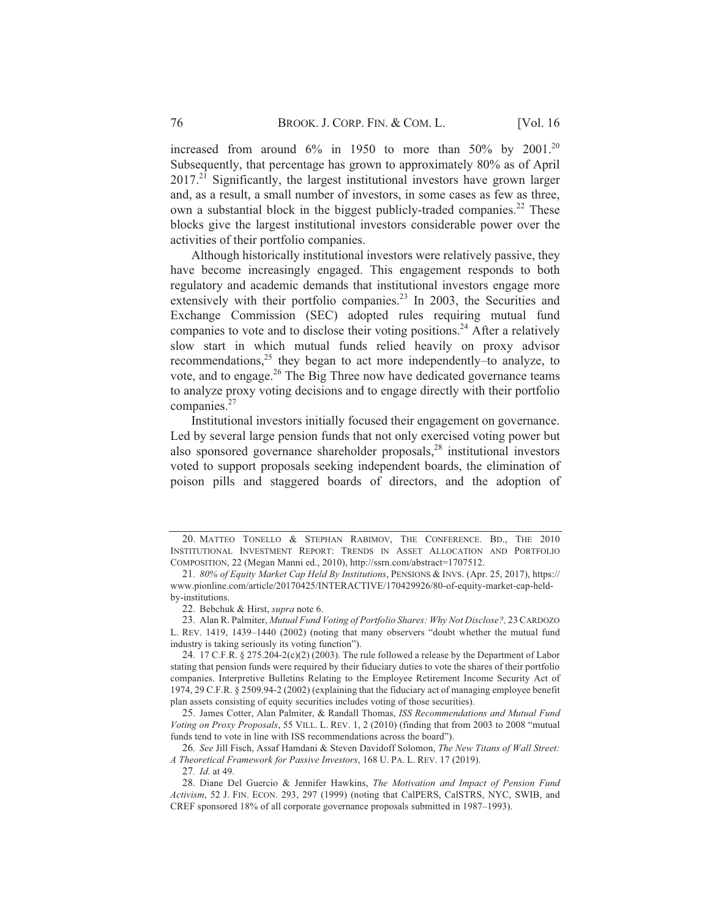increased from around 6% in 1950 to more than 50% by 2001.[20] Subsequently, that percentage has grown to approximately 80% as of April 2017.[21] Significantly, the largest institutional investors have grown larger and, as a result, a small number of investors, in some cases as few as three, own a substantial block in the biggest publicly-traded companies.[22] These blocks give the largest institutional investors considerable power over the activities of their portfolio companies.

Although historically institutional investors were relatively passive, they have become increasingly engaged. This engagement responds to both regulatory and academic demands that institutional investors engage more extensively with their portfolio companies.[23] In 2003, the Securities and Exchange Commission (SEC) adopted rules requiring mutual fund companies to vote and to disclose their voting positions.[24] After a relatively slow start in which mutual funds relied heavily on proxy advisor recommendations,[25] they began to act more independently–to analyze, to vote, and to engage.[26] The Big Three now have dedicated governance teams to analyze proxy voting decisions and to engage directly with their portfolio companies.[27]

Institutional investors initially focused their engagement on governance. Led by several large pension funds that not only exercised voting power but also sponsored governance shareholder proposals,[28] institutional investors voted to support proposals seeking independent boards, the elimination of poison pills and staggered boards of directors, and the adoption of

---

20. MATTEO TONELLO & STEPHAN RABIMOV, THE CONFERENCE. BD., THE 2010 INSTITUTIONAL INVESTMENT REPORT: TRENDS IN ASSET ALLOCATION AND PORTFOLIO COMPOSITION, 22 (Megan Manni ed., 2010), http://ssrn.com/abstract=1707512.

21. *80% of Equity Market Cap Held By Institutions*, PENSIONS & INVS. (Apr. 25, 2017), https://www.pionline.com/article/20170425/INTERACTIVE/170429926/80-of-equity-market-cap-held-by-institutions.

22. Bebchuk & Hirst, *supra* note 6.

23. Alan R. Palmiter, *Mutual Fund Voting of Portfolio Shares: Why Not Disclose?,* 23 CARDOZO L. REV. 1419, 1439–1440 (2002) (noting that many observers "doubt whether the mutual fund industry is taking seriously its voting function").

24. 17 C.F.R. § 275.204-2(c)(2) (2003). The rule followed a release by the Department of Labor stating that pension funds were required by their fiduciary duties to vote the shares of their portfolio companies. Interpretive Bulletins Relating to the Employee Retirement Income Security Act of 1974, 29 C.F.R. § 2509.94-2 (2002) (explaining that the fiduciary act of managing employee benefit plan assets consisting of equity securities includes voting of those securities).

25. James Cotter, Alan Palmiter, & Randall Thomas, *ISS Recommendations and Mutual Fund Voting on Proxy Proposals*, 55 VILL. L. REV. 1, 2 (2010) (finding that from 2003 to 2008 "mutual funds tend to vote in line with ISS recommendations across the board").

26. *See* Jill Fisch, Assaf Hamdani & Steven Davidoff Solomon, *The New Titans of Wall Street: A Theoretical Framework for Passive Investors*, 168 U. PA. L. REV. 17 (2019).

27. *Id*. at 49.

28. Diane Del Guercio & Jennifer Hawkins, *The Motivation and Impact of Pension Fund Activism*, 52 J. FIN. ECON. 293, 297 (1999) (noting that CalPERS, CalSTRS, NYC, SWIB, and CREF sponsored 18% of all corporate governance proposals submitted in 1987–1993).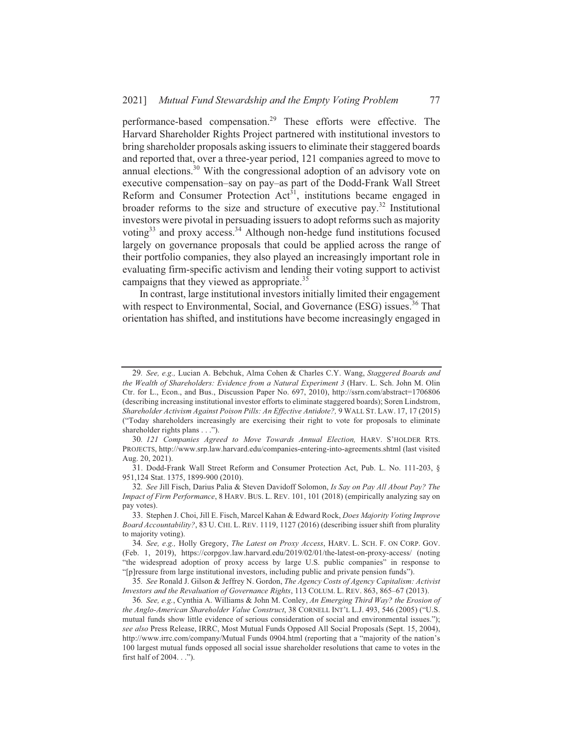performance-based compensation.[29] These efforts were effective. The Harvard Shareholder Rights Project partnered with institutional investors to bring shareholder proposals asking issuers to eliminate their staggered boards and reported that, over a three-year period, 121 companies agreed to move to annual elections.[30] With the congressional adoption of an advisory vote on executive compensation–say on pay–as part of the Dodd-Frank Wall Street Reform and Consumer Protection Act[31], institutions became engaged in broader reforms to the size and structure of executive pay.[32] Institutional investors were pivotal in persuading issuers to adopt reforms such as majority voting[33] and proxy access.[34] Although non-hedge fund institutions focused largely on governance proposals that could be applied across the range of their portfolio companies, they also played an increasingly important role in evaluating firm-specific activism and lending their voting support to activist campaigns that they viewed as appropriate.[35]

In contrast, large institutional investors initially limited their engagement with respect to Environmental, Social, and Governance (ESG) issues.[36] That orientation has shifted, and institutions have become increasingly engaged in

---

29. *See, e.g.,* Lucian A. Bebchuk, Alma Cohen & Charles C.Y. Wang, *Staggered Boards and the Wealth of Shareholders: Evidence from a Natural Experiment 3* (Harv. L. Sch. John M. Olin Ctr. for L., Econ., and Bus., Discussion Paper No. 697, 2010), http://ssrn.com/abstract=1706806 (describing increasing institutional investor efforts to eliminate staggered boards); Soren Lindstrom, *Shareholder Activism Against Poison Pills: An Effective Antidote?,* 9 WALL ST. LAW. 17, 17 (2015) ("Today shareholders increasingly are exercising their right to vote for proposals to eliminate shareholder rights plans . . .").

30. *121 Companies Agreed to Move Towards Annual Election,* HARV. S'HOLDER RTS. PROJECTS, http://www.srp.law.harvard.edu/companies-entering-into-agreements.shtml (last visited Aug. 20, 2021).

31. Dodd-Frank Wall Street Reform and Consumer Protection Act, Pub. L. No. 111-203, § 951,124 Stat. 1375, 1899-900 (2010).

32. *See* Jill Fisch, Darius Palia & Steven Davidoff Solomon, *Is Say on Pay All About Pay? The Impact of Firm Performance*, 8 HARV. BUS. L. REV. 101, 101 (2018) (empirically analyzing say on pay votes).

33. Stephen J. Choi, Jill E. Fisch, Marcel Kahan & Edward Rock, *Does Majority Voting Improve Board Accountability?*, 83 U. CHI. L. REV. 1119, 1127 (2016) (describing issuer shift from plurality to majority voting).

34. *See, e.g.,* Holly Gregory, *The Latest on Proxy Access*, HARV. L. SCH. F. ON CORP. GOV. (Feb. 1, 2019), https://corpgov.law.harvard.edu/2019/02/01/the-latest-on-proxy-access/ (noting "the widespread adoption of proxy access by large U.S. public companies" in response to "[p]ressure from large institutional investors, including public and private pension funds").

35. *See* Ronald J. Gilson & Jeffrey N. Gordon, *The Agency Costs of Agency Capitalism: Activist Investors and the Revaluation of Governance Rights*, 113 COLUM. L. REV. 863, 865–67 (2013).

36. *See, e.g.*, Cynthia A. Williams & John M. Conley, *An Emerging Third Way? the Erosion of the Anglo-American Shareholder Value Construct*, 38 CORNELL INT'L L.J. 493, 546 (2005) ("U.S. mutual funds show little evidence of serious consideration of social and environmental issues."); *see also* Press Release, IRRC, Most Mutual Funds Opposed All Social Proposals (Sept. 15, 2004), http://www.irrc.com/company/Mutual Funds 0904.html (reporting that a "majority of the nation's 100 largest mutual funds opposed all social issue shareholder resolutions that came to votes in the first half of 2004. . .").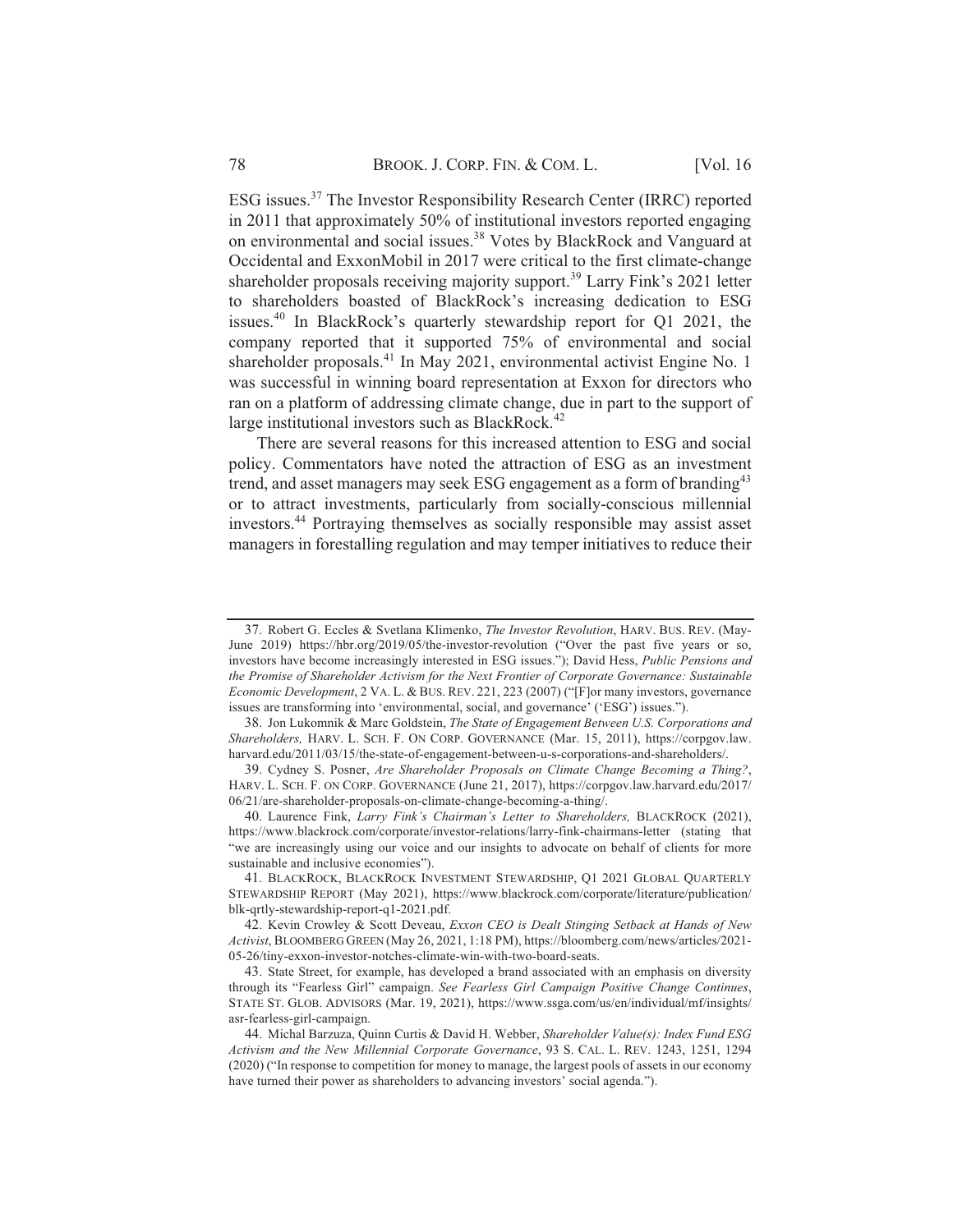ESG issues.[37] The Investor Responsibility Research Center (IRRC) reported in 2011 that approximately 50% of institutional investors reported engaging on environmental and social issues.[38] Votes by BlackRock and Vanguard at Occidental and ExxonMobil in 2017 were critical to the first climate-change shareholder proposals receiving majority support.[39] Larry Fink's 2021 letter to shareholders boasted of BlackRock's increasing dedication to ESG issues.[40] In BlackRock's quarterly stewardship report for Q1 2021, the company reported that it supported 75% of environmental and social shareholder proposals.[41] In May 2021, environmental activist Engine No. 1 was successful in winning board representation at Exxon for directors who ran on a platform of addressing climate change, due in part to the support of large institutional investors such as BlackRock.[42]

There are several reasons for this increased attention to ESG and social policy. Commentators have noted the attraction of ESG as an investment trend, and asset managers may seek ESG engagement as a form of branding[43] or to attract investments, particularly from socially-conscious millennial investors.[44] Portraying themselves as socially responsible may assist asset managers in forestalling regulation and may temper initiatives to reduce their

---

37. Robert G. Eccles & Svetlana Klimenko, *The Investor Revolution*, HARV. BUS. REV. (May-June 2019) https://hbr.org/2019/05/the-investor-revolution ("Over the past five years or so, investors have become increasingly interested in ESG issues."); David Hess, *Public Pensions and the Promise of Shareholder Activism for the Next Frontier of Corporate Governance: Sustainable Economic Development*, 2 VA. L. & BUS. REV. 221, 223 (2007) ("[F]or many investors, governance issues are transforming into 'environmental, social, and governance' ('ESG') issues.").

38. Jon Lukomnik & Marc Goldstein, *The State of Engagement Between U.S. Corporations and Shareholders,* HARV. L. SCH. F. ON CORP. GOVERNANCE (Mar. 15, 2011), https://corpgov.law.harvard.edu/2011/03/15/the-state-of-engagement-between-u-s-corporations-and-shareholders/.

39. Cydney S. Posner, *Are Shareholder Proposals on Climate Change Becoming a Thing?*, HARV. L. SCH. F. ON CORP. GOVERNANCE (June 21, 2017), https://corpgov.law.harvard.edu/2017/06/21/are-shareholder-proposals-on-climate-change-becoming-a-thing/.

40. Laurence Fink, *Larry Fink's Chairman's Letter to Shareholders,* BLACKROCK (2021), https://www.blackrock.com/corporate/investor-relations/larry-fink-chairmans-letter (stating that "we are increasingly using our voice and our insights to advocate on behalf of clients for more sustainable and inclusive economies").

41. BLACKROCK, BLACKROCK INVESTMENT STEWARDSHIP, Q1 2021 GLOBAL QUARTERLY STEWARDSHIP REPORT (May 2021), https://www.blackrock.com/corporate/literature/publication/blk-qrtly-stewardship-report-q1-2021.pdf.

42. Kevin Crowley & Scott Deveau, *Exxon CEO is Dealt Stinging Setback at Hands of New Activist*, BLOOMBERG GREEN (May 26, 2021, 1:18 PM), https://bloomberg.com/news/articles/2021-05-26/tiny-exxon-investor-notches-climate-win-with-two-board-seats.

43. State Street, for example, has developed a brand associated with an emphasis on diversity through its "Fearless Girl" campaign. *See Fearless Girl Campaign Positive Change Continues*, STATE ST. GLOB. ADVISORS (Mar. 19, 2021), https://www.ssga.com/us/en/individual/mf/insights/asr-fearless-girl-campaign.

44. Michal Barzuza, Quinn Curtis & David H. Webber, *Shareholder Value(s): Index Fund ESG Activism and the New Millennial Corporate Governance*, 93 S. CAL. L. REV. 1243, 1251, 1294 (2020) ("In response to competition for money to manage, the largest pools of assets in our economy have turned their power as shareholders to advancing investors' social agenda.").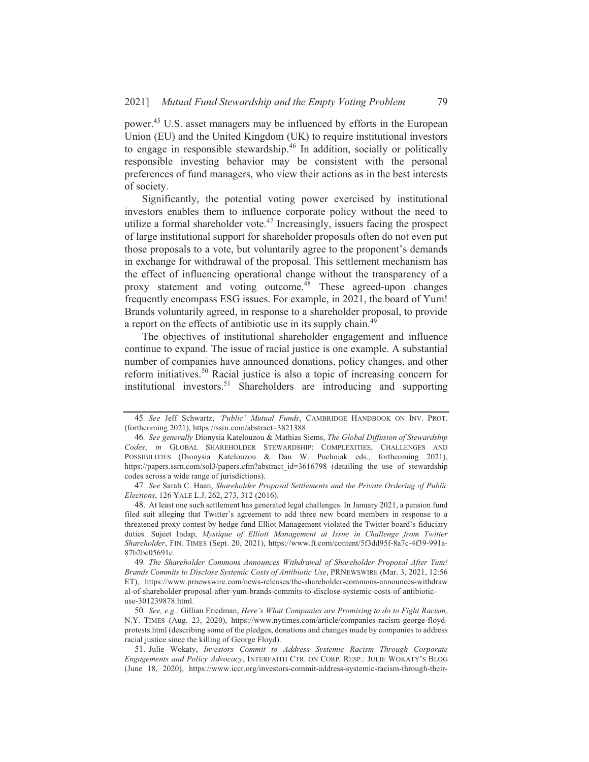power.[45] U.S. asset managers may be influenced by efforts in the European Union (EU) and the United Kingdom (UK) to require institutional investors to engage in responsible stewardship.[46] In addition, socially or politically responsible investing behavior may be consistent with the personal preferences of fund managers, who view their actions as in the best interests of society.

Significantly, the potential voting power exercised by institutional investors enables them to influence corporate policy without the need to utilize a formal shareholder vote.[47] Increasingly, issuers facing the prospect of large institutional support for shareholder proposals often do not even put those proposals to a vote, but voluntarily agree to the proponent's demands in exchange for withdrawal of the proposal. This settlement mechanism has the effect of influencing operational change without the transparency of a proxy statement and voting outcome.[48] These agreed-upon changes frequently encompass ESG issues. For example, in 2021, the board of Yum! Brands voluntarily agreed, in response to a shareholder proposal, to provide a report on the effects of antibiotic use in its supply chain.[49]

The objectives of institutional shareholder engagement and influence continue to expand. The issue of racial justice is one example. A substantial number of companies have announced donations, policy changes, and other reform initiatives.[50] Racial justice is also a topic of increasing concern for institutional investors.[51] Shareholders are introducing and supporting

---

45. *See* Jeff Schwartz, *'Public' Mutual Funds*, CAMBRIDGE HANDBOOK ON INV. PROT. (forthcoming 2021), https://ssrn.com/abstract=3821388.

46. *See generally* Dionysia Katelouzou & Mathias Siems, *The Global Diffusion of Stewardship Codes*, *in* GLOBAL SHAREHOLDER STEWARDSHIP: COMPLEXITIES, CHALLENGES AND POSSIBILITIES (Dionysia Katelouzou & Dan W. Puchniak eds., forthcoming 2021), https://papers.ssrn.com/sol3/papers.cfm?abstract_id=3616798 (detailing the use of stewardship codes across a wide range of jurisdictions).

47. *See* Sarah C. Haan, *Shareholder Proposal Settlements and the Private Ordering of Public Elections*, 126 YALE L.J. 262, 273, 312 (2016).

48. At least one such settlement has generated legal challenges. In January 2021, a pension fund filed suit alleging that Twitter's agreement to add three new board members in response to a threatened proxy contest by hedge fund Elliot Management violated the Twitter board's fiduciary duties. Sujeet Indap, *Mystique of Elliott Management at Issue in Challenge from Twitter Shareholder*, FIN. TIMES (Sept. 20, 2021), https://www.ft.com/content/5f3dd95f-8a7c-4f39-991a-87b2bc05691c.

49. *The Shareholder Commons Announces Withdrawal of Shareholder Proposal After Yum! Brands Commits to Disclose Systemic Costs of Antibiotic Use*, PRNEWSWIRE (Mar. 3, 2021, 12:56 ET), https://www.prnewswire.com/news-releases/the-shareholder-commons-announces-withdrawal-of-shareholder-proposal-after-yum-brands-commits-to-disclose-systemic-costs-of-antibiotic-use-301239878.html.

50. *See, e.g.,* Gillian Friedman, *Here's What Companies are Promising to do to Fight Racism*, N.Y. TIMES (Aug. 23, 2020), https://www.nytimes.com/article/companies-racism-george-floyd-protests.html (describing some of the pledges, donations and changes made by companies to address racial justice since the killing of George Floyd).

51. Julie Wokaty, *Investors Commit to Address Systemic Racism Through Corporate Engagements and Policy Advocacy*, INTERFAITH CTR. ON CORP. RESP.: JULIE WOKATY'S BLOG (June 18, 2020), https://www.iccr.org/investors-commit-address-systemic-racism-through-their-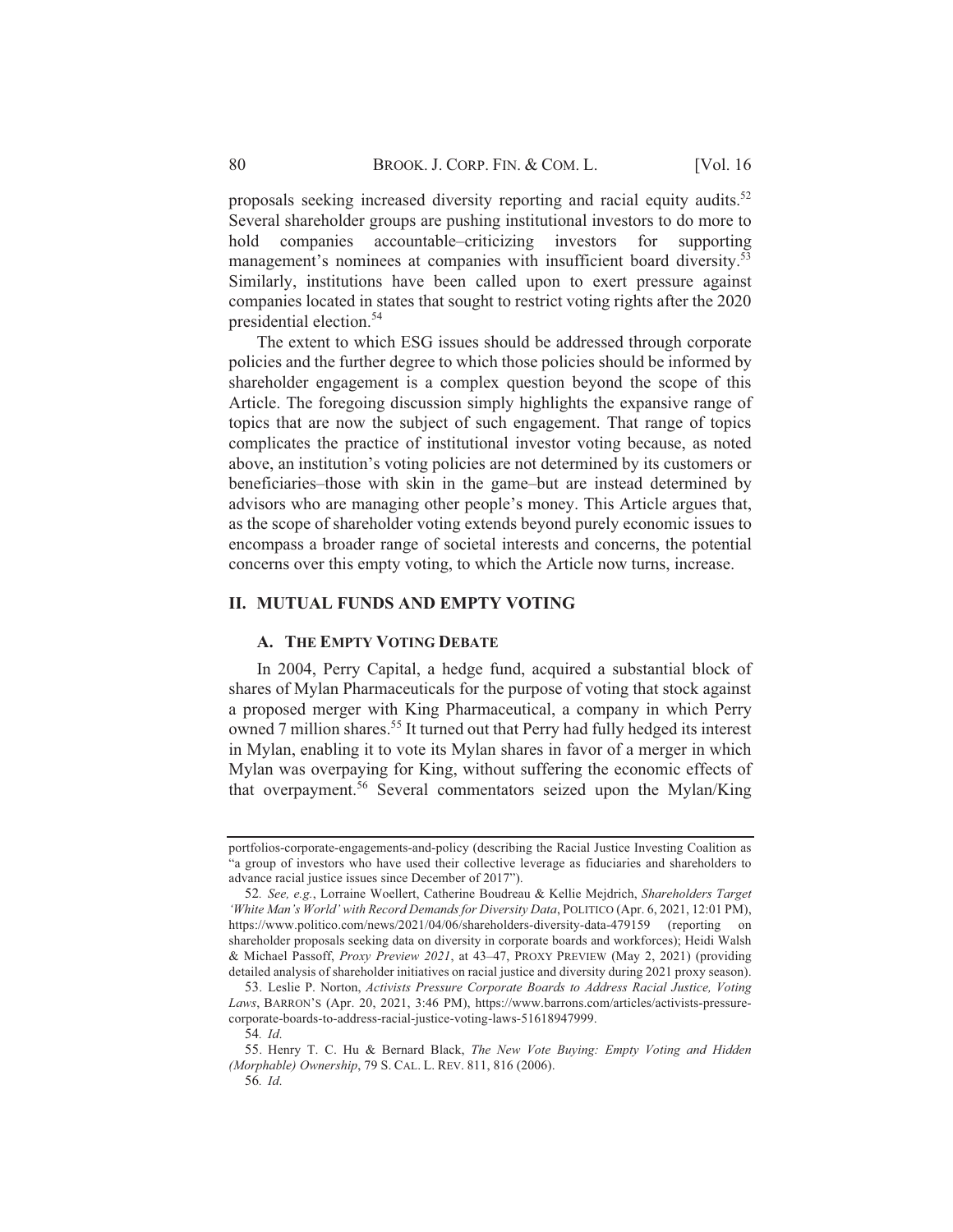proposals seeking increased diversity reporting and racial equity audits.[52] Several shareholder groups are pushing institutional investors to do more to hold companies accountable–criticizing investors for supporting management's nominees at companies with insufficient board diversity.[53] Similarly, institutions have been called upon to exert pressure against companies located in states that sought to restrict voting rights after the 2020 presidential election.[54]

The extent to which ESG issues should be addressed through corporate policies and the further degree to which those policies should be informed by shareholder engagement is a complex question beyond the scope of this Article. The foregoing discussion simply highlights the expansive range of topics that are now the subject of such engagement. That range of topics complicates the practice of institutional investor voting because, as noted above, an institution's voting policies are not determined by its customers or beneficiaries–those with skin in the game–but are instead determined by advisors who are managing other people's money. This Article argues that, as the scope of shareholder voting extends beyond purely economic issues to encompass a broader range of societal interests and concerns, the potential concerns over this empty voting, to which the Article now turns, increase.

## II. MUTUAL FUNDS AND EMPTY VOTING

### A. THE EMPTY VOTING DEBATE

In 2004, Perry Capital, a hedge fund, acquired a substantial block of shares of Mylan Pharmaceuticals for the purpose of voting that stock against a proposed merger with King Pharmaceutical, a company in which Perry owned 7 million shares.[55] It turned out that Perry had fully hedged its interest in Mylan, enabling it to vote its Mylan shares in favor of a merger in which Mylan was overpaying for King, without suffering the economic effects of that overpayment.[56] Several commentators seized upon the Mylan/King

---

portfolios-corporate-engagements-and-policy (describing the Racial Justice Investing Coalition as "a group of investors who have used their collective leverage as fiduciaries and shareholders to advance racial justice issues since December of 2017").

52. *See, e.g.*, Lorraine Woellert, Catherine Boudreau & Kellie Mejdrich, *Shareholders Target 'White Man's World' with Record Demands for Diversity Data*, POLITICO (Apr. 6, 2021, 12:01 PM), https://www.politico.com/news/2021/04/06/shareholders-diversity-data-479159 (reporting on shareholder proposals seeking data on diversity in corporate boards and workforces); Heidi Walsh & Michael Passoff, *Proxy Preview 2021*, at 43–47, PROXY PREVIEW (May 2, 2021) (providing detailed analysis of shareholder initiatives on racial justice and diversity during 2021 proxy season).

53. Leslie P. Norton, *Activists Pressure Corporate Boards to Address Racial Justice, Voting Laws*, BARRON'S (Apr. 20, 2021, 3:46 PM), https://www.barrons.com/articles/activists-pressure-corporate-boards-to-address-racial-justice-voting-laws-51618947999.

54. *Id.*

55. Henry T. C. Hu & Bernard Black, *The New Vote Buying: Empty Voting and Hidden (Morphable) Ownership*, 79 S. CAL. L. REV. 811, 816 (2006).

56. *Id.*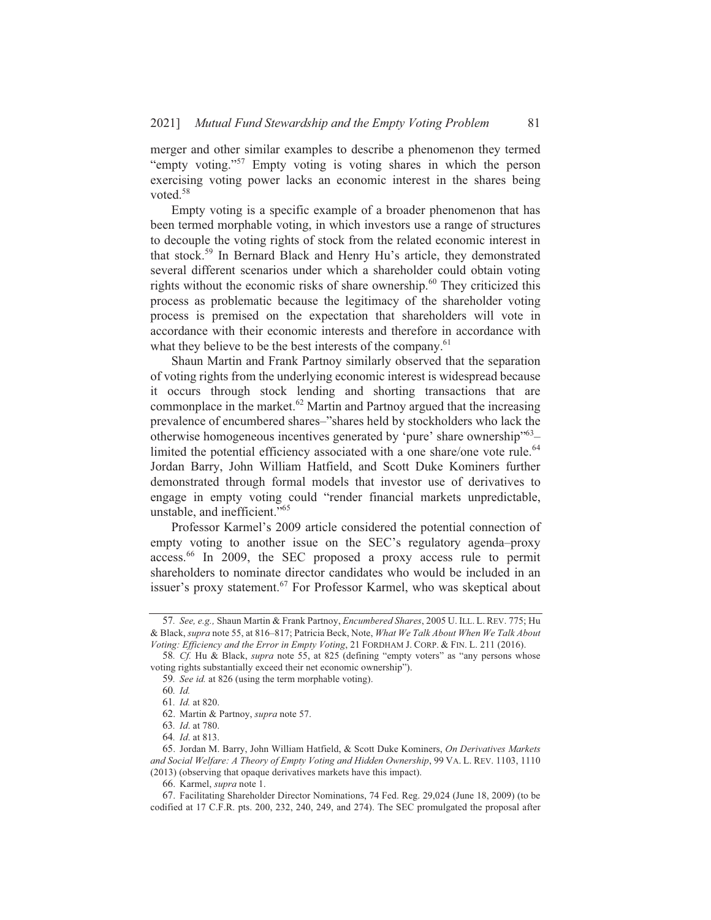merger and other similar examples to describe a phenomenon they termed "empty voting."[57] Empty voting is voting shares in which the person exercising voting power lacks an economic interest in the shares being voted.[58]

Empty voting is a specific example of a broader phenomenon that has been termed morphable voting, in which investors use a range of structures to decouple the voting rights of stock from the related economic interest in that stock.[59] In Bernard Black and Henry Hu's article, they demonstrated several different scenarios under which a shareholder could obtain voting rights without the economic risks of share ownership.[60] They criticized this process as problematic because the legitimacy of the shareholder voting process is premised on the expectation that shareholders will vote in accordance with their economic interests and therefore in accordance with what they believe to be the best interests of the company.[61]

Shaun Martin and Frank Partnoy similarly observed that the separation of voting rights from the underlying economic interest is widespread because it occurs through stock lending and shorting transactions that are commonplace in the market.[62] Martin and Partnoy argued that the increasing prevalence of encumbered shares–"shares held by stockholders who lack the otherwise homogeneous incentives generated by 'pure' share ownership"[63]–limited the potential efficiency associated with a one share/one vote rule.[64] Jordan Barry, John William Hatfield, and Scott Duke Kominers further demonstrated through formal models that investor use of derivatives to engage in empty voting could "render financial markets unpredictable, unstable, and inefficient."[65]

Professor Karmel's 2009 article considered the potential connection of empty voting to another issue on the SEC's regulatory agenda–proxy access.[66] In 2009, the SEC proposed a proxy access rule to permit shareholders to nominate director candidates who would be included in an issuer's proxy statement.[67] For Professor Karmel, who was skeptical about

---

57. *See, e.g.,* Shaun Martin & Frank Partnoy, *Encumbered Shares*, 2005 U. ILL. L. REV. 775; Hu & Black, *supra* note 55, at 816–817; Patricia Beck, Note, *What We Talk About When We Talk About Voting: Efficiency and the Error in Empty Voting*, 21 FORDHAM J. CORP. & FIN. L. 211 (2016).

58. *Cf.* Hu & Black, *supra* note 55, at 825 (defining "empty voters" as "any persons whose voting rights substantially exceed their net economic ownership").

59. *See id.* at 826 (using the term morphable voting).

60. *Id.*

61. *Id.* at 820.

62. Martin & Partnoy, *supra* note 57.

63. *Id*. at 780.

64. *Id*. at 813.

65. Jordan M. Barry, John William Hatfield, & Scott Duke Kominers, *On Derivatives Markets and Social Welfare: A Theory of Empty Voting and Hidden Ownership*, 99 VA. L. REV. 1103, 1110 (2013) (observing that opaque derivatives markets have this impact).

66. Karmel, *supra* note 1.

67. Facilitating Shareholder Director Nominations, 74 Fed. Reg. 29,024 (June 18, 2009) (to be codified at 17 C.F.R. pts. 200, 232, 240, 249, and 274). The SEC promulgated the proposal after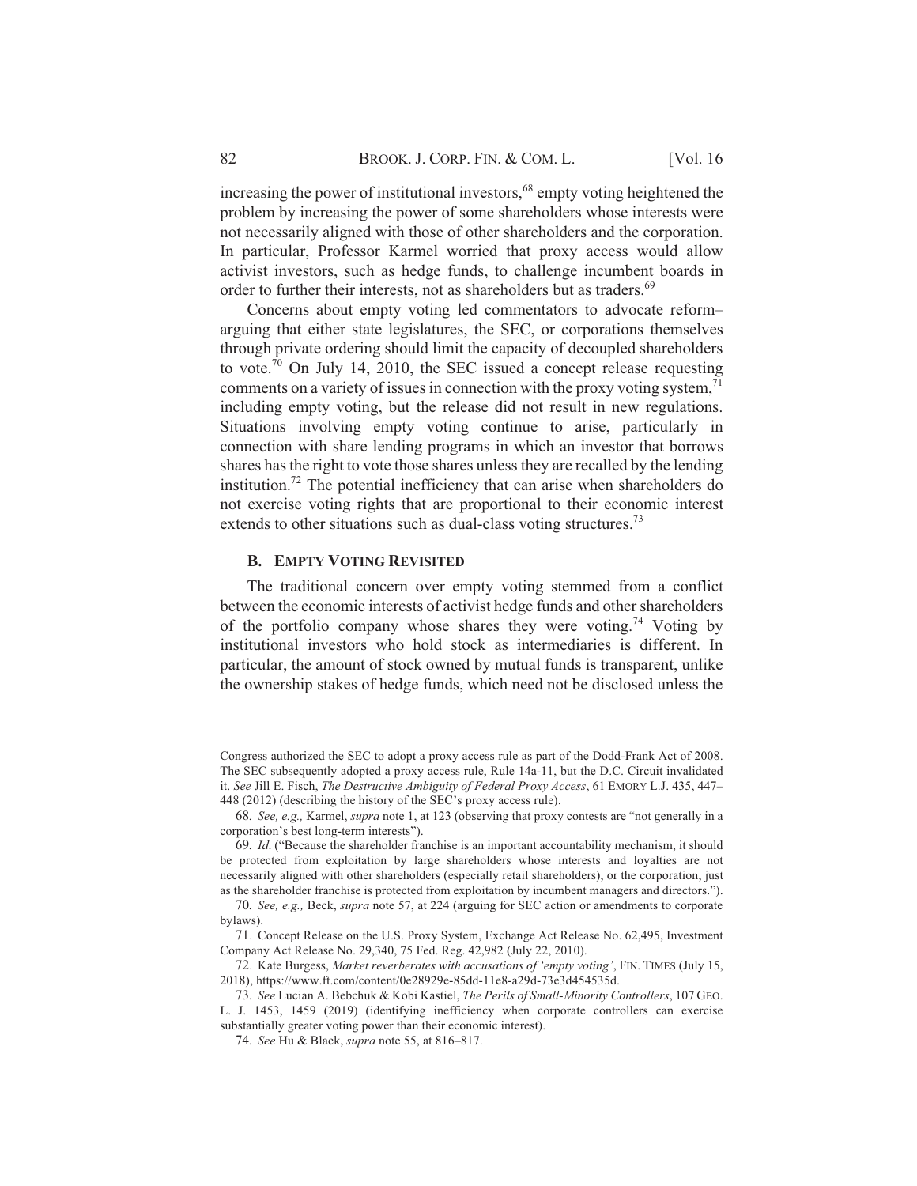increasing the power of institutional investors,[68] empty voting heightened the problem by increasing the power of some shareholders whose interests were not necessarily aligned with those of other shareholders and the corporation. In particular, Professor Karmel worried that proxy access would allow activist investors, such as hedge funds, to challenge incumbent boards in order to further their interests, not as shareholders but as traders.[69]

Concerns about empty voting led commentators to advocate reform–arguing that either state legislatures, the SEC, or corporations themselves through private ordering should limit the capacity of decoupled shareholders to vote.[70] On July 14, 2010, the SEC issued a concept release requesting comments on a variety of issues in connection with the proxy voting system,[71] including empty voting, but the release did not result in new regulations. Situations involving empty voting continue to arise, particularly in connection with share lending programs in which an investor that borrows shares has the right to vote those shares unless they are recalled by the lending institution.[72] The potential inefficiency that can arise when shareholders do not exercise voting rights that are proportional to their economic interest extends to other situations such as dual-class voting structures.[73]

### B. EMPTY VOTING REVISITED

The traditional concern over empty voting stemmed from a conflict between the economic interests of activist hedge funds and other shareholders of the portfolio company whose shares they were voting.[74] Voting by institutional investors who hold stock as intermediaries is different. In particular, the amount of stock owned by mutual funds is transparent, unlike the ownership stakes of hedge funds, which need not be disclosed unless the

---

Congress authorized the SEC to adopt a proxy access rule as part of the Dodd-Frank Act of 2008. The SEC subsequently adopted a proxy access rule, Rule 14a-11, but the D.C. Circuit invalidated it. *See* Jill E. Fisch, *The Destructive Ambiguity of Federal Proxy Access*, 61 EMORY L.J. 435, 447–448 (2012) (describing the history of the SEC's proxy access rule).

68. *See, e.g.,* Karmel, *supra* note 1, at 123 (observing that proxy contests are "not generally in a corporation's best long-term interests").

69. *Id*. ("Because the shareholder franchise is an important accountability mechanism, it should be protected from exploitation by large shareholders whose interests and loyalties are not necessarily aligned with other shareholders (especially retail shareholders), or the corporation, just as the shareholder franchise is protected from exploitation by incumbent managers and directors.").

70. *See, e.g.,* Beck, *supra* note 57, at 224 (arguing for SEC action or amendments to corporate bylaws).

71. Concept Release on the U.S. Proxy System, Exchange Act Release No. 62,495, Investment Company Act Release No. 29,340, 75 Fed. Reg. 42,982 (July 22, 2010).

72. Kate Burgess, *Market reverberates with accusations of 'empty voting'*, FIN. TIMES (July 15, 2018), https://www.ft.com/content/0e28929e-85dd-11e8-a29d-73e3d454535d.

73. *See* Lucian A. Bebchuk & Kobi Kastiel, *The Perils of Small-Minority Controllers*, 107 GEO. L. J. 1453, 1459 (2019) (identifying inefficiency when corporate controllers can exercise substantially greater voting power than their economic interest).

74. *See* Hu & Black, *supra* note 55, at 816–817.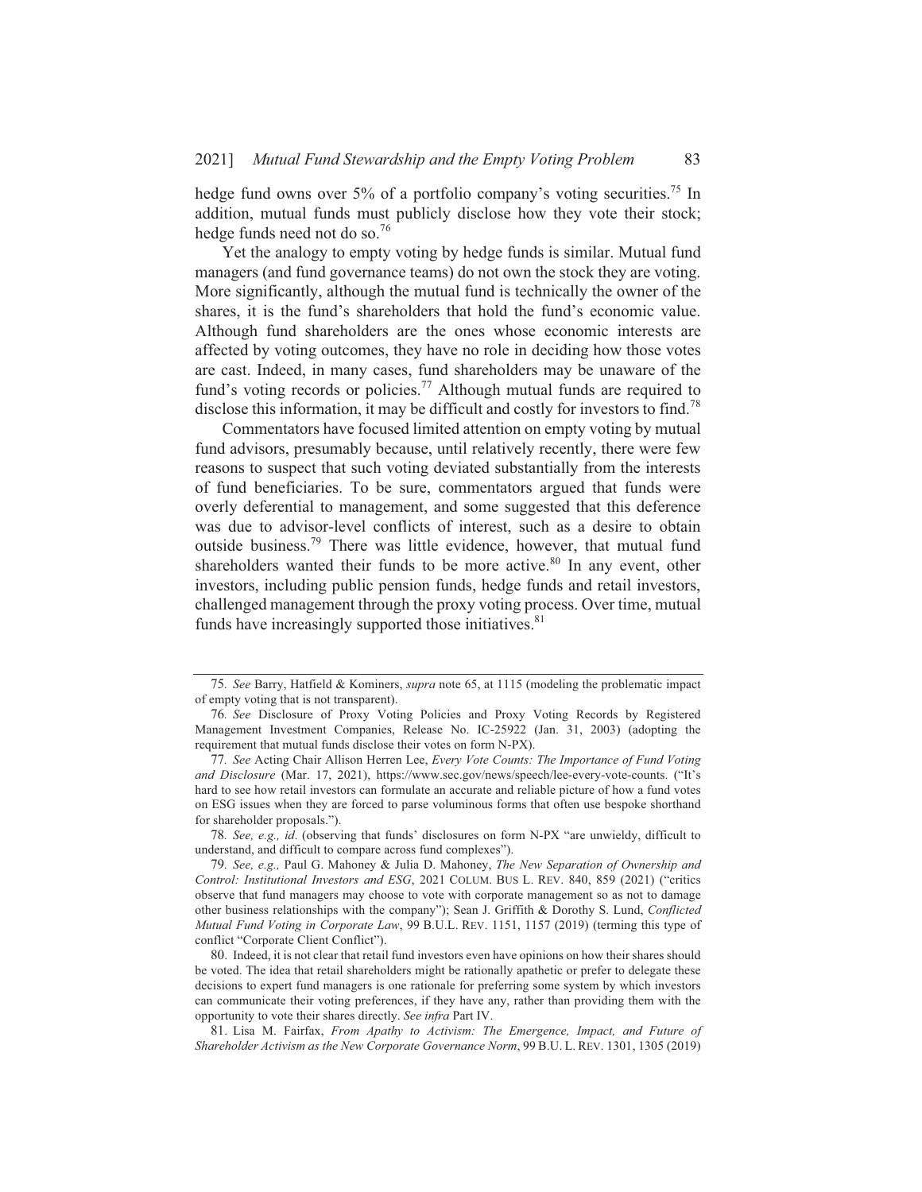hedge fund owns over 5% of a portfolio company's voting securities.[75] In addition, mutual funds must publicly disclose how they vote their stock; hedge funds need not do so.[76]

Yet the analogy to empty voting by hedge funds is similar. Mutual fund managers (and fund governance teams) do not own the stock they are voting. More significantly, although the mutual fund is technically the owner of the shares, it is the fund's shareholders that hold the fund's economic value. Although fund shareholders are the ones whose economic interests are affected by voting outcomes, they have no role in deciding how those votes are cast. Indeed, in many cases, fund shareholders may be unaware of the fund's voting records or policies.[77] Although mutual funds are required to disclose this information, it may be difficult and costly for investors to find.[78]

Commentators have focused limited attention on empty voting by mutual fund advisors, presumably because, until relatively recently, there were few reasons to suspect that such voting deviated substantially from the interests of fund beneficiaries. To be sure, commentators argued that funds were overly deferential to management, and some suggested that this deference was due to advisor-level conflicts of interest, such as a desire to obtain outside business.[79] There was little evidence, however, that mutual fund shareholders wanted their funds to be more active.[80] In any event, other investors, including public pension funds, hedge funds and retail investors, challenged management through the proxy voting process. Over time, mutual funds have increasingly supported those initiatives.[81]

---

75. *See* Barry, Hatfield & Kominers, *supra* note 65, at 1115 (modeling the problematic impact of empty voting that is not transparent).

76. *See* Disclosure of Proxy Voting Policies and Proxy Voting Records by Registered Management Investment Companies, Release No. IC-25922 (Jan. 31, 2003) (adopting the requirement that mutual funds disclose their votes on form N-PX).

77. *See* Acting Chair Allison Herren Lee, *Every Vote Counts: The Importance of Fund Voting and Disclosure* (Mar. 17, 2021), https://www.sec.gov/news/speech/lee-every-vote-counts. ("It's hard to see how retail investors can formulate an accurate and reliable picture of how a fund votes on ESG issues when they are forced to parse voluminous forms that often use bespoke shorthand for shareholder proposals.").

78. *See, e.g., id*. (observing that funds' disclosures on form N-PX "are unwieldy, difficult to understand, and difficult to compare across fund complexes").

79. *See, e.g.,* Paul G. Mahoney & Julia D. Mahoney, *The New Separation of Ownership and Control: Institutional Investors and ESG*, 2021 COLUM. BUS L. REV. 840, 859 (2021) ("critics observe that fund managers may choose to vote with corporate management so as not to damage other business relationships with the company"); Sean J. Griffith & Dorothy S. Lund, *Conflicted Mutual Fund Voting in Corporate Law*, 99 B.U.L. REV. 1151, 1157 (2019) (terming this type of conflict "Corporate Client Conflict").

80. Indeed, it is not clear that retail fund investors even have opinions on how their shares should be voted. The idea that retail shareholders might be rationally apathetic or prefer to delegate these decisions to expert fund managers is one rationale for preferring some system by which investors can communicate their voting preferences, if they have any, rather than providing them with the opportunity to vote their shares directly. *See infra* Part IV.

81. Lisa M. Fairfax, *From Apathy to Activism: The Emergence, Impact, and Future of Shareholder Activism as the New Corporate Governance Norm*, 99 B.U. L. REV. 1301, 1305 (2019)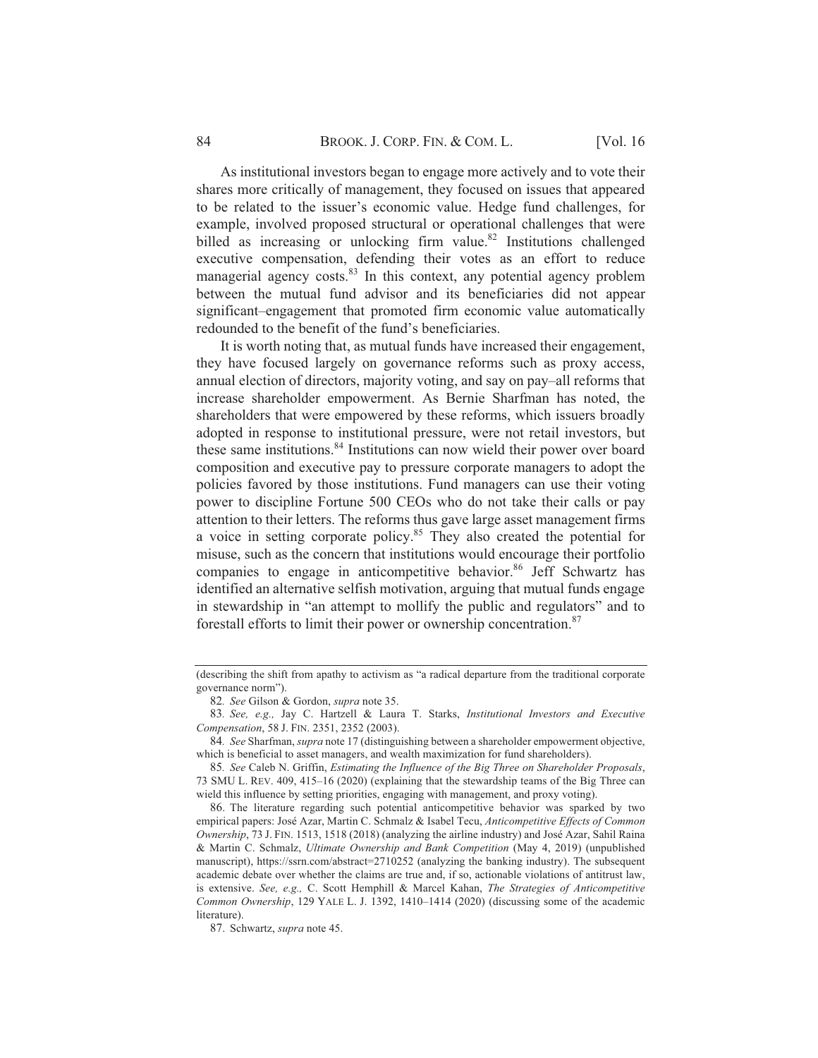As institutional investors began to engage more actively and to vote their shares more critically of management, they focused on issues that appeared to be related to the issuer's economic value. Hedge fund challenges, for example, involved proposed structural or operational challenges that were billed as increasing or unlocking firm value.[82] Institutions challenged executive compensation, defending their votes as an effort to reduce managerial agency costs.[83] In this context, any potential agency problem between the mutual fund advisor and its beneficiaries did not appear significant–engagement that promoted firm economic value automatically redounded to the benefit of the fund's beneficiaries.

It is worth noting that, as mutual funds have increased their engagement, they have focused largely on governance reforms such as proxy access, annual election of directors, majority voting, and say on pay–all reforms that increase shareholder empowerment. As Bernie Sharfman has noted, the shareholders that were empowered by these reforms, which issuers broadly adopted in response to institutional pressure, were not retail investors, but these same institutions.[84] Institutions can now wield their power over board composition and executive pay to pressure corporate managers to adopt the policies favored by those institutions. Fund managers can use their voting power to discipline Fortune 500 CEOs who do not take their calls or pay attention to their letters. The reforms thus gave large asset management firms a voice in setting corporate policy.[85] They also created the potential for misuse, such as the concern that institutions would encourage their portfolio companies to engage in anticompetitive behavior.[86] Jeff Schwartz has identified an alternative selfish motivation, arguing that mutual funds engage in stewardship in "an attempt to mollify the public and regulators" and to forestall efforts to limit their power or ownership concentration.[87]

---

(describing the shift from apathy to activism as "a radical departure from the traditional corporate governance norm").

82. *See* Gilson & Gordon, *supra* note 35.

83. *See, e.g.,* Jay C. Hartzell & Laura T. Starks, *Institutional Investors and Executive Compensation*, 58 J. FIN. 2351, 2352 (2003).

84. *See* Sharfman, *supra* note 17 (distinguishing between a shareholder empowerment objective, which is beneficial to asset managers, and wealth maximization for fund shareholders).

85. *See* Caleb N. Griffin, *Estimating the Influence of the Big Three on Shareholder Proposals*, 73 SMU L. REV. 409, 415–16 (2020) (explaining that the stewardship teams of the Big Three can wield this influence by setting priorities, engaging with management, and proxy voting).

86. The literature regarding such potential anticompetitive behavior was sparked by two empirical papers: José Azar, Martin C. Schmalz & Isabel Tecu, *Anticompetitive Effects of Common Ownership*, 73 J. FIN. 1513, 1518 (2018) (analyzing the airline industry) and José Azar, Sahil Raina & Martin C. Schmalz, *Ultimate Ownership and Bank Competition* (May 4, 2019) (unpublished manuscript), https://ssrn.com/abstract=2710252 (analyzing the banking industry). The subsequent academic debate over whether the claims are true and, if so, actionable violations of antitrust law, is extensive. *See, e.g.,* C. Scott Hemphill & Marcel Kahan, *The Strategies of Anticompetitive Common Ownership*, 129 YALE L. J. 1392, 1410–1414 (2020) (discussing some of the academic literature).

87. Schwartz, *supra* note 45.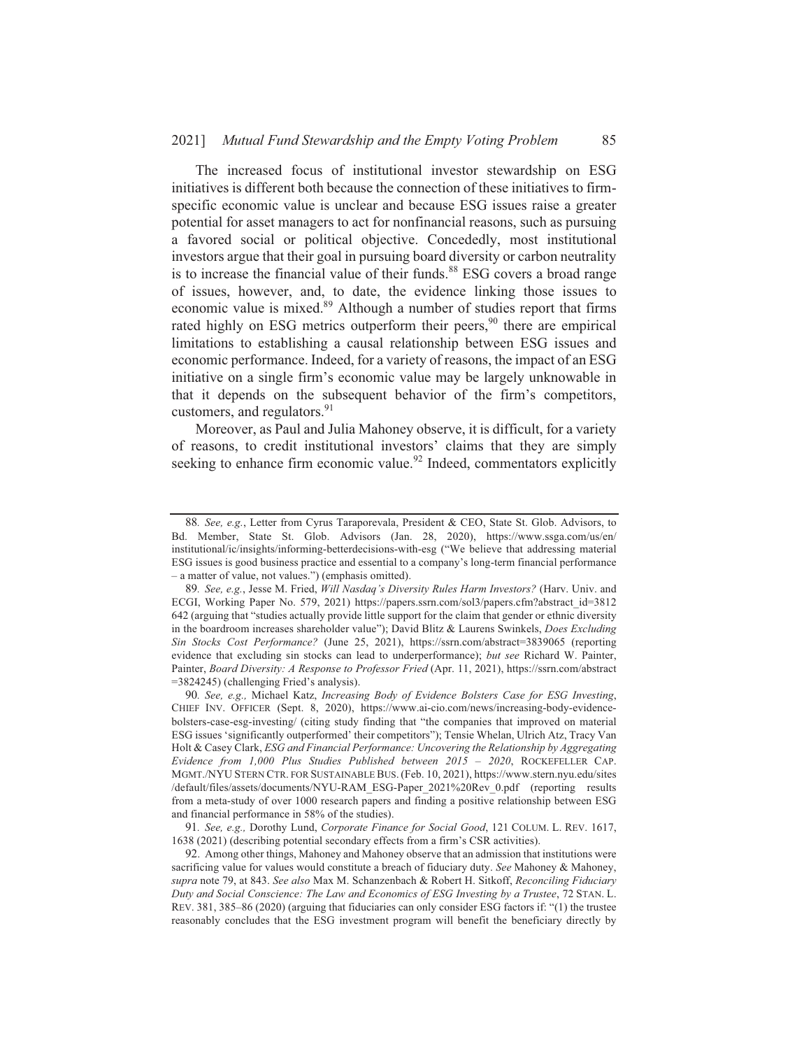The increased focus of institutional investor stewardship on ESG initiatives is different both because the connection of these initiatives to firm-specific economic value is unclear and because ESG issues raise a greater potential for asset managers to act for nonfinancial reasons, such as pursuing a favored social or political objective. Concededly, most institutional investors argue that their goal in pursuing board diversity or carbon neutrality is to increase the financial value of their funds.[88] ESG covers a broad range of issues, however, and, to date, the evidence linking those issues to economic value is mixed.[89] Although a number of studies report that firms rated highly on ESG metrics outperform their peers,[90] there are empirical limitations to establishing a causal relationship between ESG issues and economic performance. Indeed, for a variety of reasons, the impact of an ESG initiative on a single firm's economic value may be largely unknowable in that it depends on the subsequent behavior of the firm's competitors, customers, and regulators.[91]

Moreover, as Paul and Julia Mahoney observe, it is difficult, for a variety of reasons, to credit institutional investors' claims that they are simply seeking to enhance firm economic value.[92] Indeed, commentators explicitly

---

88. *See, e.g.*, Letter from Cyrus Taraporevala, President & CEO, State St. Glob. Advisors, to Bd. Member, State St. Glob. Advisors (Jan. 28, 2020), https://www.ssga.com/us/en/institutional/ic/insights/informing-betterdecisions-with-esg ("We believe that addressing material ESG issues is good business practice and essential to a company's long-term financial performance – a matter of value, not values.") (emphasis omitted).

89. *See, e.g.*, Jesse M. Fried, *Will Nasdaq's Diversity Rules Harm Investors?* (Harv. Univ. and ECGI, Working Paper No. 579, 2021) https://papers.ssrn.com/sol3/papers.cfm?abstract_id=3812642 (arguing that "studies actually provide little support for the claim that gender or ethnic diversity in the boardroom increases shareholder value"); David Blitz & Laurens Swinkels, *Does Excluding Sin Stocks Cost Performance?* (June 25, 2021), https://ssrn.com/abstract=3839065 (reporting evidence that excluding sin stocks can lead to underperformance); *but see* Richard W. Painter, Painter, *Board Diversity: A Response to Professor Fried* (Apr. 11, 2021), https://ssrn.com/abstract=3824245) (challenging Fried's analysis).

90. *See, e.g.,* Michael Katz, *Increasing Body of Evidence Bolsters Case for ESG Investing*, CHIEF INV. OFFICER (Sept. 8, 2020), https://www.ai-cio.com/news/increasing-body-evidence-bolsters-case-esg-investing/ (citing study finding that "the companies that improved on material ESG issues 'significantly outperformed' their competitors"); Tensie Whelan, Ulrich Atz, Tracy Van Holt & Casey Clark, *ESG and Financial Performance: Uncovering the Relationship by Aggregating Evidence from 1,000 Plus Studies Published between 2015 – 2020*, ROCKEFELLER CAP. MGMT./NYU STERN CTR. FOR SUSTAINABLE BUS. (Feb. 10, 2021), https://www.stern.nyu.edu/sites/default/files/assets/documents/NYU-RAM_ESG-Paper_2021%20Rev_0.pdf (reporting results from a meta-study of over 1000 research papers and finding a positive relationship between ESG and financial performance in 58% of the studies).

91. *See, e.g.,* Dorothy Lund, *Corporate Finance for Social Good*, 121 COLUM. L. REV. 1617, 1638 (2021) (describing potential secondary effects from a firm's CSR activities).

92. Among other things, Mahoney and Mahoney observe that an admission that institutions were sacrificing value for values would constitute a breach of fiduciary duty. *See* Mahoney & Mahoney, *supra* note 79, at 843. *See also* Max M. Schanzenbach & Robert H. Sitkoff, *Reconciling Fiduciary Duty and Social Conscience: The Law and Economics of ESG Investing by a Trustee*, 72 STAN. L. REV. 381, 385–86 (2020) (arguing that fiduciaries can only consider ESG factors if: "(1) the trustee reasonably concludes that the ESG investment program will benefit the beneficiary directly by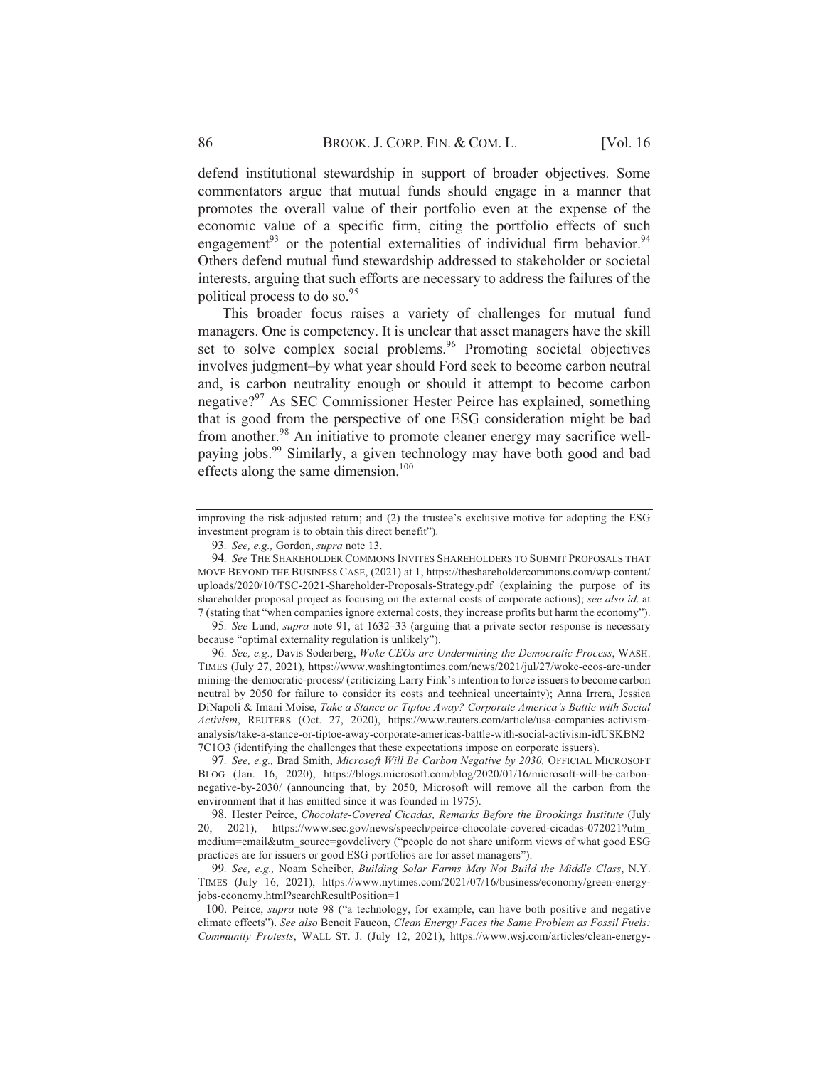defend institutional stewardship in support of broader objectives. Some commentators argue that mutual funds should engage in a manner that promotes the overall value of their portfolio even at the expense of the economic value of a specific firm, citing the portfolio effects of such engagement[93] or the potential externalities of individual firm behavior.[94] Others defend mutual fund stewardship addressed to stakeholder or societal interests, arguing that such efforts are necessary to address the failures of the political process to do so.[95]

This broader focus raises a variety of challenges for mutual fund managers. One is competency. It is unclear that asset managers have the skill set to solve complex social problems.[96] Promoting societal objectives involves judgment–by what year should Ford seek to become carbon neutral and, is carbon neutrality enough or should it attempt to become carbon negative?[97] As SEC Commissioner Hester Peirce has explained, something that is good from the perspective of one ESG consideration might be bad from another.[98] An initiative to promote cleaner energy may sacrifice well-paying jobs.[99] Similarly, a given technology may have both good and bad effects along the same dimension.[100]

---

improving the risk-adjusted return; and (2) the trustee's exclusive motive for adopting the ESG investment program is to obtain this direct benefit").

93. *See, e.g.,* Gordon, *supra* note 13.

94. *See* THE SHAREHOLDER COMMONS INVITES SHAREHOLDERS TO SUBMIT PROPOSALS THAT MOVE BEYOND THE BUSINESS CASE, (2021) at 1, https://theshareholdercommons.com/wp-content/uploads/2020/10/TSC-2021-Shareholder-Proposals-Strategy.pdf (explaining the purpose of its shareholder proposal project as focusing on the external costs of corporate actions); *see also id*. at 7 (stating that "when companies ignore external costs, they increase profits but harm the economy").

95. *See* Lund, *supra* note 91, at 1632–33 (arguing that a private sector response is necessary because "optimal externality regulation is unlikely").

96. *See, e.g.,* Davis Soderberg, *Woke CEOs are Undermining the Democratic Process*, WASH. TIMES (July 27, 2021), https://www.washingtontimes.com/news/2021/jul/27/woke-ceos-are-undermining-the-democratic-process/ (criticizing Larry Fink's intention to force issuers to become carbon neutral by 2050 for failure to consider its costs and technical uncertainty); Anna Irrera, Jessica DiNapoli & Imani Moise, *Take a Stance or Tiptoe Away? Corporate America's Battle with Social Activism*, REUTERS (Oct. 27, 2020), https://www.reuters.com/article/usa-companies-activism-analysis/take-a-stance-or-tiptoe-away-corporate-americas-battle-with-social-activism-idUSKBN27C1O3 (identifying the challenges that these expectations impose on corporate issuers).

97. *See, e.g.,* Brad Smith, *Microsoft Will Be Carbon Negative by 2030,* OFFICIAL MICROSOFT BLOG (Jan. 16, 2020), https://blogs.microsoft.com/blog/2020/01/16/microsoft-will-be-carbon-negative-by-2030/ (announcing that, by 2050, Microsoft will remove all the carbon from the environment that it has emitted since it was founded in 1975).

98. Hester Peirce, *Chocolate-Covered Cicadas, Remarks Before the Brookings Institute* (July 20, 2021), https://www.sec.gov/news/speech/peirce-chocolate-covered-cicadas-072021?utm_medium=email&utm_source=govdelivery ("people do not share uniform views of what good ESG practices are for issuers or good ESG portfolios are for asset managers").

99. *See, e.g.,* Noam Scheiber, *Building Solar Farms May Not Build the Middle Class*, N.Y. TIMES (July 16, 2021), https://www.nytimes.com/2021/07/16/business/economy/green-energy-jobs-economy.html?searchResultPosition=1

100. Peirce, *supra* note 98 ("a technology, for example, can have both positive and negative climate effects"). *See also* Benoit Faucon, *Clean Energy Faces the Same Problem as Fossil Fuels: Community Protests*, WALL ST. J. (July 12, 2021), https://www.wsj.com/articles/clean-energy-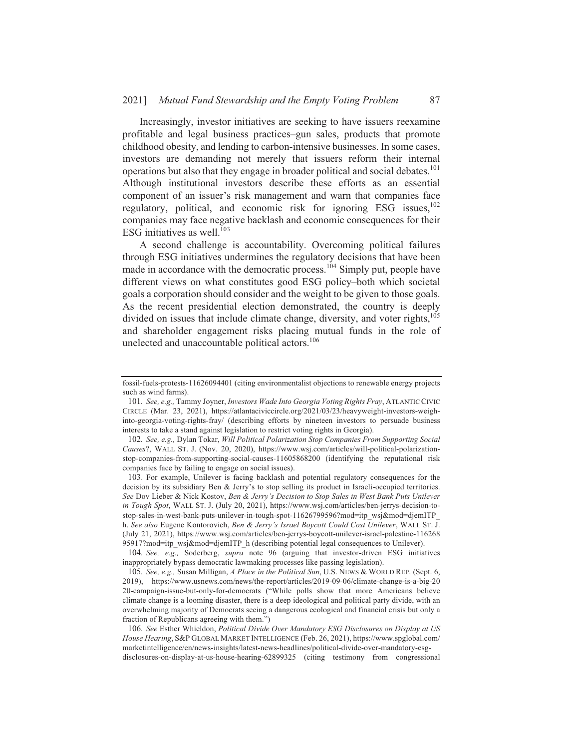Increasingly, investor initiatives are seeking to have issuers reexamine profitable and legal business practices–gun sales, products that promote childhood obesity, and lending to carbon-intensive businesses. In some cases, investors are demanding not merely that issuers reform their internal operations but also that they engage in broader political and social debates.[101] Although institutional investors describe these efforts as an essential component of an issuer's risk management and warn that companies face regulatory, political, and economic risk for ignoring ESG issues,[102] companies may face negative backlash and economic consequences for their ESG initiatives as well.[103]

A second challenge is accountability. Overcoming political failures through ESG initiatives undermines the regulatory decisions that have been made in accordance with the democratic process.[104] Simply put, people have different views on what constitutes good ESG policy–both which societal goals a corporation should consider and the weight to be given to those goals. As the recent presidential election demonstrated, the country is deeply divided on issues that include climate change, diversity, and voter rights,[105] and shareholder engagement risks placing mutual funds in the role of unelected and unaccountable political actors.[106]

---

fossil-fuels-protests-11626094401 (citing environmentalist objections to renewable energy projects such as wind farms).

101. *See, e.g.,* Tammy Joyner, *Investors Wade Into Georgia Voting Rights Fray*, ATLANTIC CIVIC CIRCLE (Mar. 23, 2021), https://atlantaciviccircle.org/2021/03/23/heavyweight-investors-weigh-into-georgia-voting-rights-fray/ (describing efforts by nineteen investors to persuade business interests to take a stand against legislation to restrict voting rights in Georgia).

102. *See, e.g.,* Dylan Tokar, *Will Political Polarization Stop Companies From Supporting Social Causes*?, WALL ST. J. (Nov. 20, 2020), https://www.wsj.com/articles/will-political-polarization-stop-companies-from-supporting-social-causes-11605868200 (identifying the reputational risk companies face by failing to engage on social issues).

103. For example, Unilever is facing backlash and potential regulatory consequences for the decision by its subsidiary Ben & Jerry's to stop selling its product in Israeli-occupied territories. *See* Dov Lieber & Nick Kostov, *Ben & Jerry's Decision to Stop Sales in West Bank Puts Unilever in Tough Spot*, WALL ST. J. (July 20, 2021), https://www.wsj.com/articles/ben-jerrys-decision-to-stop-sales-in-west-bank-puts-unilever-in-tough-spot-11626799596?mod=itp_wsj&mod=djemITP_h. *See also* Eugene Kontorovich, *Ben & Jerry's Israel Boycott Could Cost Unilever*, WALL ST. J. (July 21, 2021), https://www.wsj.com/articles/ben-jerrys-boycott-unilever-israel-palestine-11626895917?mod=itp_wsj&mod=djemITP_h (describing potential legal consequences to Unilever).

104. *See, e.g.,* Soderberg, *supra* note 96 (arguing that investor-driven ESG initiatives inappropriately bypass democratic lawmaking processes like passing legislation).

105. *See, e.g.,* Susan Milligan, *A Place in the Political Sun*, U.S. NEWS & WORLD REP. (Sept. 6, 2019), https://www.usnews.com/news/the-report/articles/2019-09-06/climate-change-is-a-big-2020-campaign-issue-but-only-for-democrats ("While polls show that more Americans believe climate change is a looming disaster, there is a deep ideological and political party divide, with an overwhelming majority of Democrats seeing a dangerous ecological and financial crisis but only a fraction of Republicans agreeing with them.")

106. *See* Esther Whieldon, *Political Divide Over Mandatory ESG Disclosures on Display at US House Hearing*, S&P GLOBAL MARKET INTELLIGENCE (Feb. 26, 2021), https://www.spglobal.com/marketintelligence/en/news-insights/latest-news-headlines/political-divide-over-mandatory-esg-disclosures-on-display-at-us-house-hearing-62899325 (citing testimony from congressional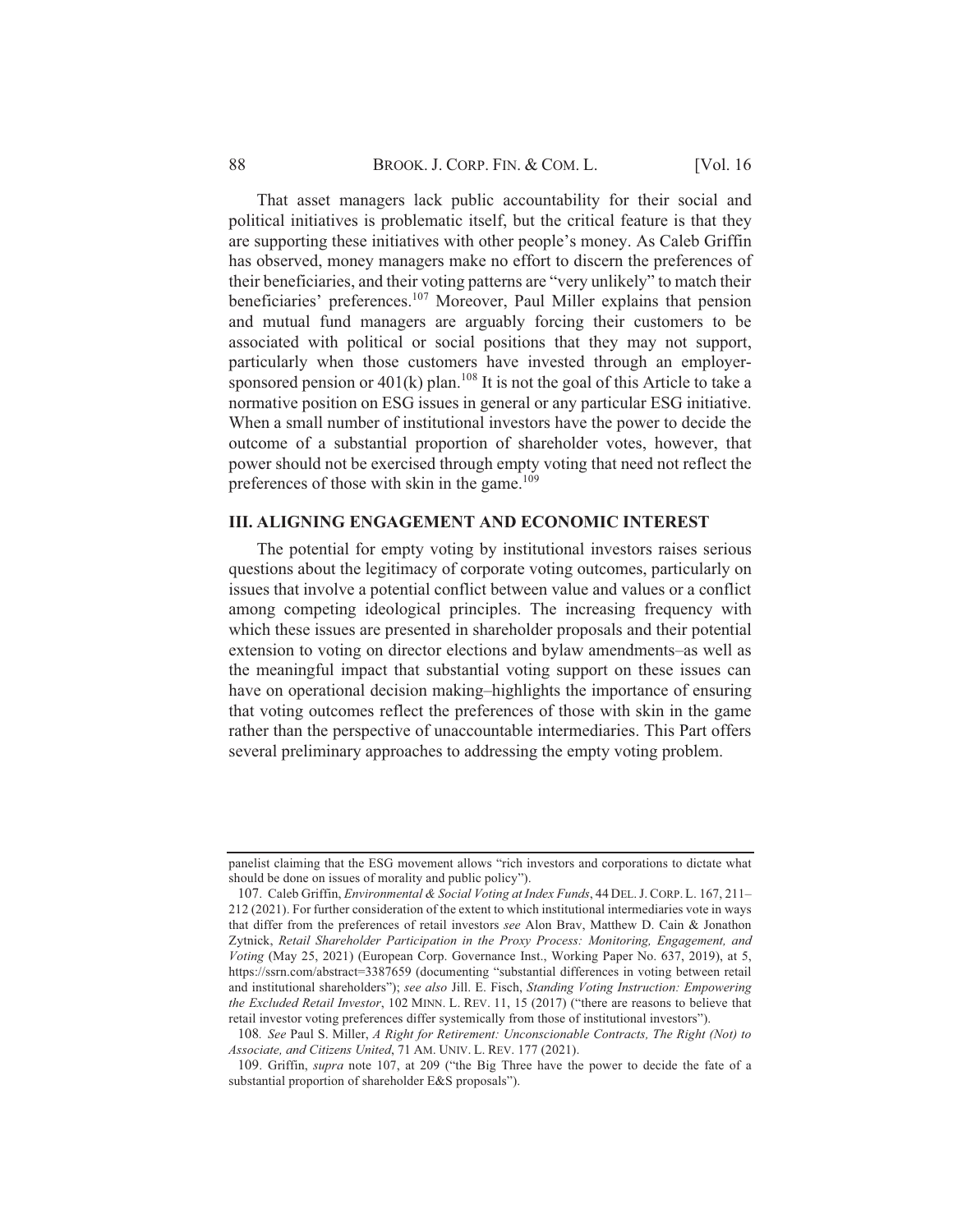That asset managers lack public accountability for their social and political initiatives is problematic itself, but the critical feature is that they are supporting these initiatives with other people's money. As Caleb Griffin has observed, money managers make no effort to discern the preferences of their beneficiaries, and their voting patterns are "very unlikely" to match their beneficiaries' preferences.[107] Moreover, Paul Miller explains that pension and mutual fund managers are arguably forcing their customers to be associated with political or social positions that they may not support, particularly when those customers have invested through an employer-sponsored pension or 401(k) plan.[108] It is not the goal of this Article to take a normative position on ESG issues in general or any particular ESG initiative. When a small number of institutional investors have the power to decide the outcome of a substantial proportion of shareholder votes, however, that power should not be exercised through empty voting that need not reflect the preferences of those with skin in the game.[109]

## III. ALIGNING ENGAGEMENT AND ECONOMIC INTEREST

The potential for empty voting by institutional investors raises serious questions about the legitimacy of corporate voting outcomes, particularly on issues that involve a potential conflict between value and values or a conflict among competing ideological principles. The increasing frequency with which these issues are presented in shareholder proposals and their potential extension to voting on director elections and bylaw amendments–as well as the meaningful impact that substantial voting support on these issues can have on operational decision making–highlights the importance of ensuring that voting outcomes reflect the preferences of those with skin in the game rather than the perspective of unaccountable intermediaries. This Part offers several preliminary approaches to addressing the empty voting problem.

---

panelist claiming that the ESG movement allows "rich investors and corporations to dictate what should be done on issues of morality and public policy").

107. Caleb Griffin, *Environmental & Social Voting at Index Funds*, 44 DEL. J. CORP. L. 167, 211–212 (2021). For further consideration of the extent to which institutional intermediaries vote in ways that differ from the preferences of retail investors *see* Alon Brav, Matthew D. Cain & Jonathon Zytnick, *Retail Shareholder Participation in the Proxy Process: Monitoring, Engagement, and Voting* (May 25, 2021) (European Corp. Governance Inst., Working Paper No. 637, 2019), at 5, https://ssrn.com/abstract=3387659 (documenting "substantial differences in voting between retail and institutional shareholders"); *see also* Jill. E. Fisch, *Standing Voting Instruction: Empowering the Excluded Retail Investor*, 102 MINN. L. REV. 11, 15 (2017) ("there are reasons to believe that retail investor voting preferences differ systemically from those of institutional investors").

108. *See* Paul S. Miller, *A Right for Retirement: Unconscionable Contracts, The Right (Not) to Associate, and Citizens United*, 71 AM. UNIV. L. REV. 177 (2021).

109. Griffin, *supra* note 107, at 209 ("the Big Three have the power to decide the fate of a substantial proportion of shareholder E&S proposals").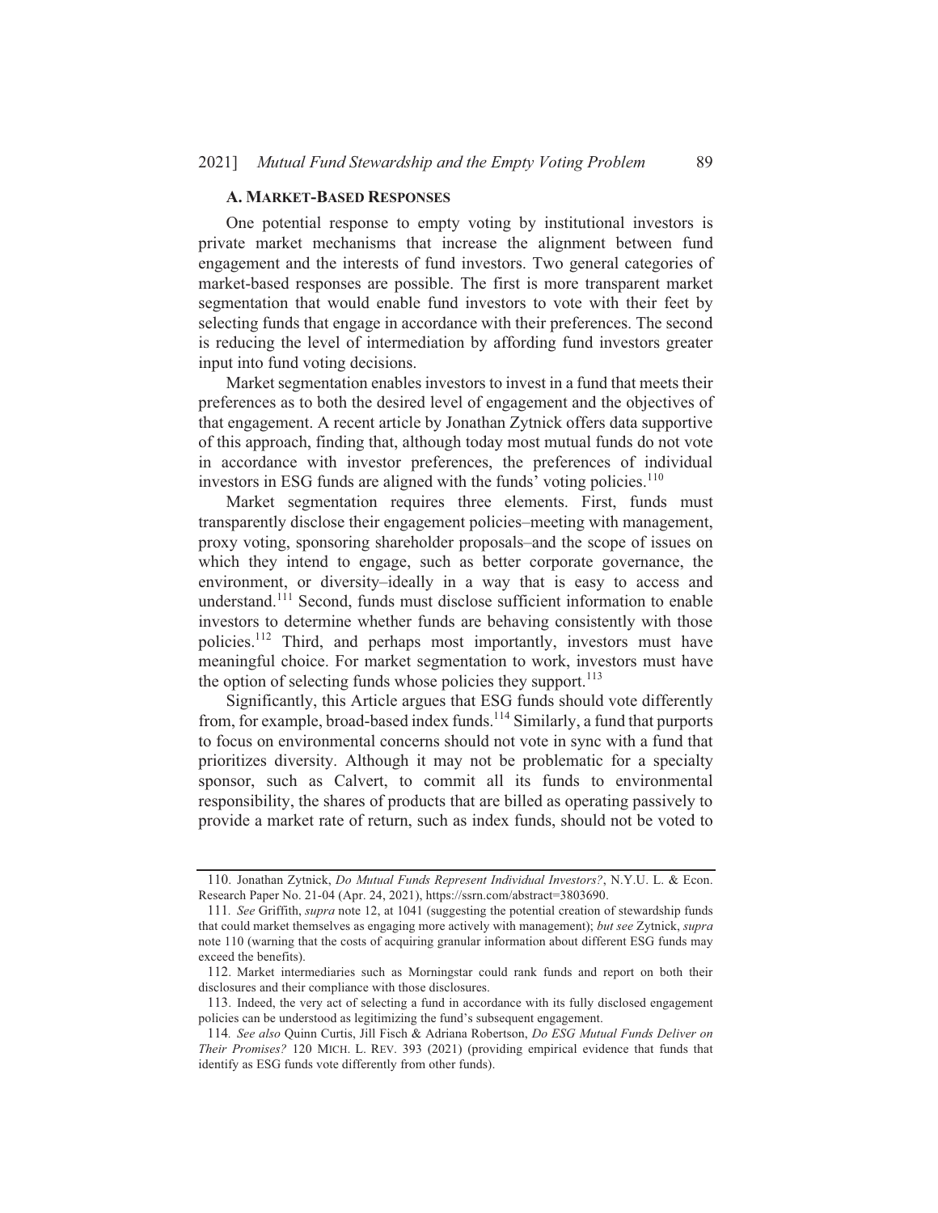### A. MARKET-BASED RESPONSES

One potential response to empty voting by institutional investors is private market mechanisms that increase the alignment between fund engagement and the interests of fund investors. Two general categories of market-based responses are possible. The first is more transparent market segmentation that would enable fund investors to vote with their feet by selecting funds that engage in accordance with their preferences. The second is reducing the level of intermediation by affording fund investors greater input into fund voting decisions.

Market segmentation enables investors to invest in a fund that meets their preferences as to both the desired level of engagement and the objectives of that engagement. A recent article by Jonathan Zytnick offers data supportive of this approach, finding that, although today most mutual funds do not vote in accordance with investor preferences, the preferences of individual investors in ESG funds are aligned with the funds' voting policies.[110]

Market segmentation requires three elements. First, funds must transparently disclose their engagement policies–meeting with management, proxy voting, sponsoring shareholder proposals–and the scope of issues on which they intend to engage, such as better corporate governance, the environment, or diversity–ideally in a way that is easy to access and understand.[111] Second, funds must disclose sufficient information to enable investors to determine whether funds are behaving consistently with those policies.[112] Third, and perhaps most importantly, investors must have meaningful choice. For market segmentation to work, investors must have the option of selecting funds whose policies they support.[113]

Significantly, this Article argues that ESG funds should vote differently from, for example, broad-based index funds.[114] Similarly, a fund that purports to focus on environmental concerns should not vote in sync with a fund that prioritizes diversity. Although it may not be problematic for a specialty sponsor, such as Calvert, to commit all its funds to environmental responsibility, the shares of products that are billed as operating passively to provide a market rate of return, such as index funds, should not be voted to

---

110. Jonathan Zytnick, *Do Mutual Funds Represent Individual Investors?*, N.Y.U. L. & Econ. Research Paper No. 21-04 (Apr. 24, 2021), https://ssrn.com/abstract=3803690.

111. *See* Griffith, *supra* note 12, at 1041 (suggesting the potential creation of stewardship funds that could market themselves as engaging more actively with management); *but see* Zytnick, *supra* note 110 (warning that the costs of acquiring granular information about different ESG funds may exceed the benefits).

112. Market intermediaries such as Morningstar could rank funds and report on both their disclosures and their compliance with those disclosures.

113. Indeed, the very act of selecting a fund in accordance with its fully disclosed engagement policies can be understood as legitimizing the fund's subsequent engagement.

114. *See also* Quinn Curtis, Jill Fisch & Adriana Robertson, *Do ESG Mutual Funds Deliver on Their Promises?* 120 MICH. L. REV. 393 (2021) (providing empirical evidence that funds that identify as ESG funds vote differently from other funds).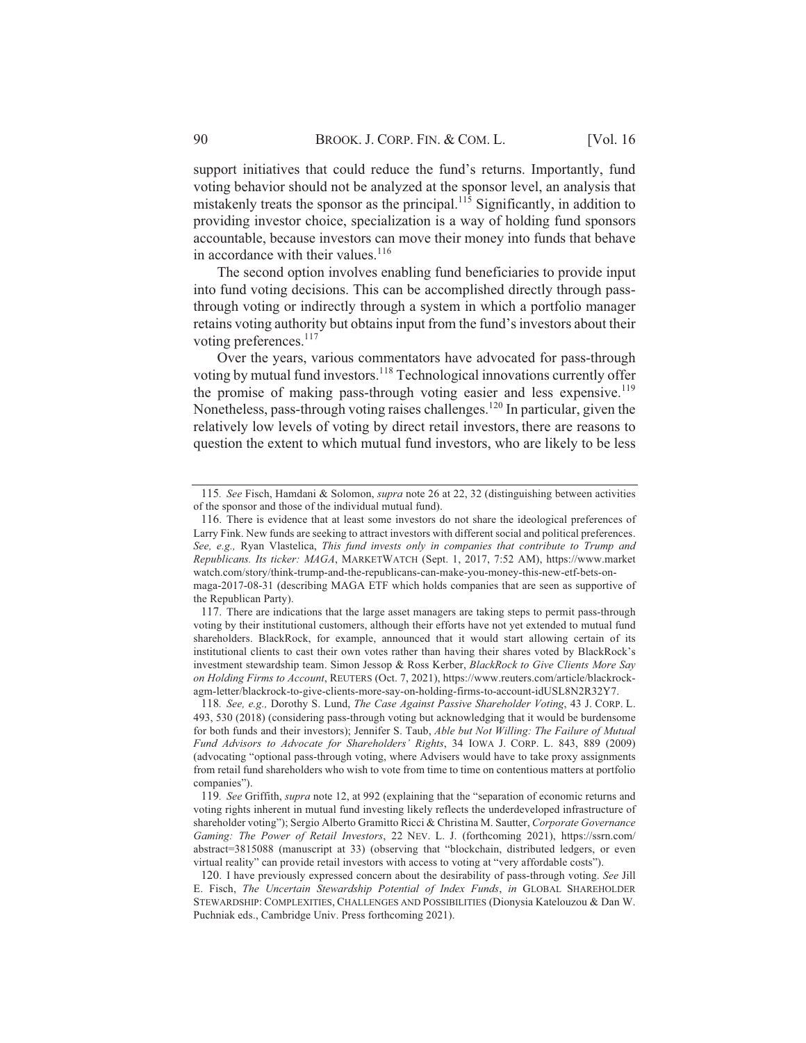support initiatives that could reduce the fund's returns. Importantly, fund voting behavior should not be analyzed at the sponsor level, an analysis that mistakenly treats the sponsor as the principal.[115] Significantly, in addition to providing investor choice, specialization is a way of holding fund sponsors accountable, because investors can move their money into funds that behave in accordance with their values.[116]

The second option involves enabling fund beneficiaries to provide input into fund voting decisions. This can be accomplished directly through pass-through voting or indirectly through a system in which a portfolio manager retains voting authority but obtains input from the fund's investors about their voting preferences.[117]

Over the years, various commentators have advocated for pass-through voting by mutual fund investors.[118] Technological innovations currently offer the promise of making pass-through voting easier and less expensive.[119] Nonetheless, pass-through voting raises challenges.[120] In particular, given the relatively low levels of voting by direct retail investors, there are reasons to question the extent to which mutual fund investors, who are likely to be less

---

115. *See* Fisch, Hamdani & Solomon, *supra* note 26 at 22, 32 (distinguishing between activities of the sponsor and those of the individual mutual fund).

116. There is evidence that at least some investors do not share the ideological preferences of Larry Fink. New funds are seeking to attract investors with different social and political preferences. *See, e.g.,* Ryan Vlastelica, *This fund invests only in companies that contribute to Trump and Republicans. Its ticker: MAGA*, MARKETWATCH (Sept. 1, 2017, 7:52 AM), https://www.marketwatch.com/story/think-trump-and-the-republicans-can-make-you-money-this-new-etf-bets-on-maga-2017-08-31 (describing MAGA ETF which holds companies that are seen as supportive of the Republican Party).

117. There are indications that the large asset managers are taking steps to permit pass-through voting by their institutional customers, although their efforts have not yet extended to mutual fund shareholders. BlackRock, for example, announced that it would start allowing certain of its institutional clients to cast their own votes rather than having their shares voted by BlackRock's investment stewardship team. Simon Jessop & Ross Kerber, *BlackRock to Give Clients More Say on Holding Firms to Account*, REUTERS (Oct. 7, 2021), https://www.reuters.com/article/blackrock-agm-letter/blackrock-to-give-clients-more-say-on-holding-firms-to-account-idUSL8N2R32Y7.

118. *See, e.g.,* Dorothy S. Lund, *The Case Against Passive Shareholder Voting*, 43 J. CORP. L. 493, 530 (2018) (considering pass-through voting but acknowledging that it would be burdensome for both funds and their investors); Jennifer S. Taub, *Able but Not Willing: The Failure of Mutual Fund Advisors to Advocate for Shareholders' Rights*, 34 IOWA J. CORP. L. 843, 889 (2009) (advocating "optional pass-through voting, where Advisers would have to take proxy assignments from retail fund shareholders who wish to vote from time to time on contentious matters at portfolio companies").

119. *See* Griffith, *supra* note 12, at 992 (explaining that the "separation of economic returns and voting rights inherent in mutual fund investing likely reflects the underdeveloped infrastructure of shareholder voting"); Sergio Alberto Gramitto Ricci & Christina M. Sautter, *Corporate Governance Gaming: The Power of Retail Investors*, 22 NEV. L. J. (forthcoming 2021), https://ssrn.com/abstract=3815088 (manuscript at 33) (observing that "blockchain, distributed ledgers, or even virtual reality" can provide retail investors with access to voting at "very affordable costs").

120. I have previously expressed concern about the desirability of pass-through voting. *See* Jill E. Fisch, *The Uncertain Stewardship Potential of Index Funds*, *in* GLOBAL SHAREHOLDER STEWARDSHIP: COMPLEXITIES, CHALLENGES AND POSSIBILITIES (Dionysia Katelouzou & Dan W. Puchniak eds., Cambridge Univ. Press forthcoming 2021).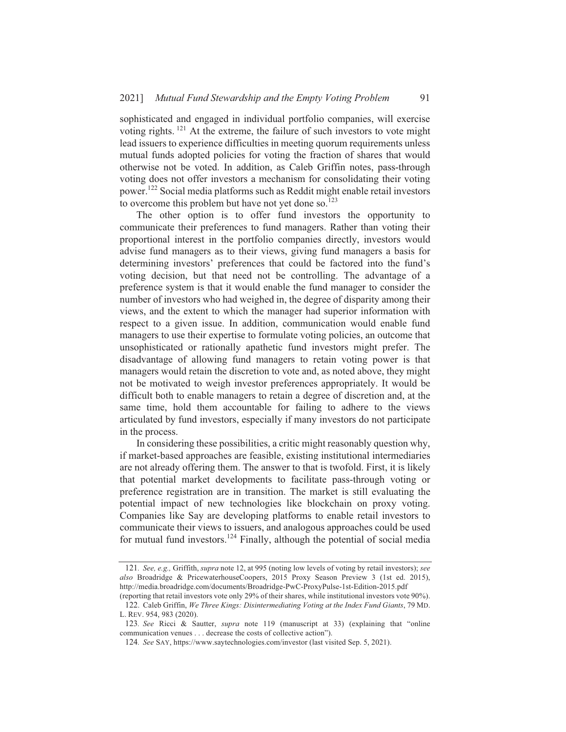sophisticated and engaged in individual portfolio companies, will exercise voting rights. [121] At the extreme, the failure of such investors to vote might lead issuers to experience difficulties in meeting quorum requirements unless mutual funds adopted policies for voting the fraction of shares that would otherwise not be voted. In addition, as Caleb Griffin notes, pass-through voting does not offer investors a mechanism for consolidating their voting power.[122] Social media platforms such as Reddit might enable retail investors to overcome this problem but have not yet done so.[123]

The other option is to offer fund investors the opportunity to communicate their preferences to fund managers. Rather than voting their proportional interest in the portfolio companies directly, investors would advise fund managers as to their views, giving fund managers a basis for determining investors' preferences that could be factored into the fund's voting decision, but that need not be controlling. The advantage of a preference system is that it would enable the fund manager to consider the number of investors who had weighed in, the degree of disparity among their views, and the extent to which the manager had superior information with respect to a given issue. In addition, communication would enable fund managers to use their expertise to formulate voting policies, an outcome that unsophisticated or rationally apathetic fund investors might prefer. The disadvantage of allowing fund managers to retain voting power is that managers would retain the discretion to vote and, as noted above, they might not be motivated to weigh investor preferences appropriately. It would be difficult both to enable managers to retain a degree of discretion and, at the same time, hold them accountable for failing to adhere to the views articulated by fund investors, especially if many investors do not participate in the process.

In considering these possibilities, a critic might reasonably question why, if market-based approaches are feasible, existing institutional intermediaries are not already offering them. The answer to that is twofold. First, it is likely that potential market developments to facilitate pass-through voting or preference registration are in transition. The market is still evaluating the potential impact of new technologies like blockchain on proxy voting. Companies like Say are developing platforms to enable retail investors to communicate their views to issuers, and analogous approaches could be used for mutual fund investors.[124] Finally, although the potential of social media

---

121. *See, e.g.,* Griffith, *supra* note 12, at 995 (noting low levels of voting by retail investors); *see also* Broadridge & PricewaterhouseCoopers, 2015 Proxy Season Preview 3 (1st ed. 2015), http://media.broadridge.com/documents/Broadridge-PwC-ProxyPulse-1st-Edition-2015.pdf (reporting that retail investors vote only 29% of their shares, while institutional investors vote 90%).

122. Caleb Griffin, *We Three Kings: Disintermediating Voting at the Index Fund Giants*, 79 MD. L. REV. 954, 983 (2020).

123. *See* Ricci & Sautter, *supra* note 119 (manuscript at 33) (explaining that "online communication venues . . . decrease the costs of collective action").

124. *See* SAY, https://www.saytechnologies.com/investor (last visited Sep. 5, 2021).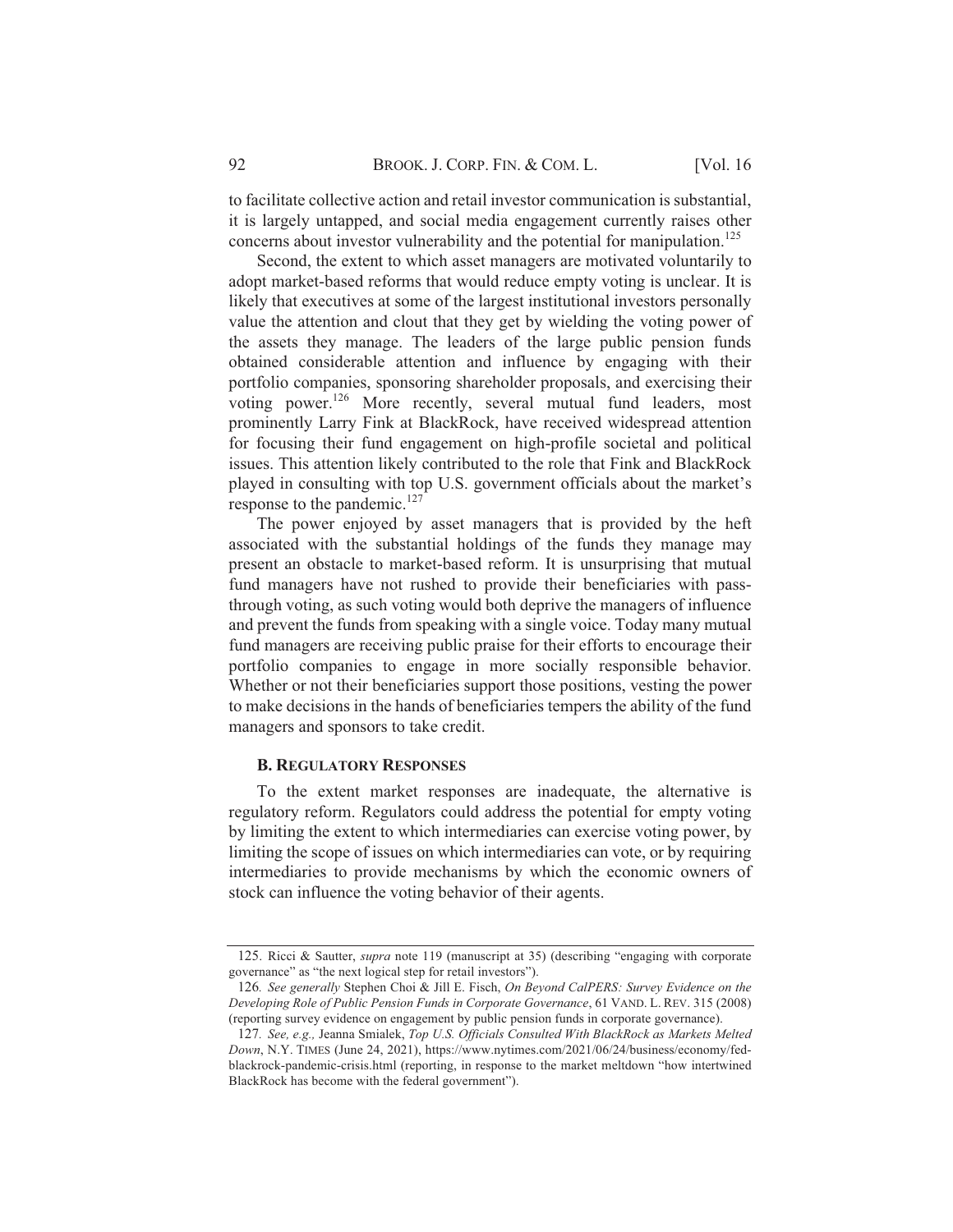to facilitate collective action and retail investor communication is substantial, it is largely untapped, and social media engagement currently raises other concerns about investor vulnerability and the potential for manipulation.[125]

Second, the extent to which asset managers are motivated voluntarily to adopt market-based reforms that would reduce empty voting is unclear. It is likely that executives at some of the largest institutional investors personally value the attention and clout that they get by wielding the voting power of the assets they manage. The leaders of the large public pension funds obtained considerable attention and influence by engaging with their portfolio companies, sponsoring shareholder proposals, and exercising their voting power.[126] More recently, several mutual fund leaders, most prominently Larry Fink at BlackRock, have received widespread attention for focusing their fund engagement on high-profile societal and political issues. This attention likely contributed to the role that Fink and BlackRock played in consulting with top U.S. government officials about the market's response to the pandemic.[127]

The power enjoyed by asset managers that is provided by the heft associated with the substantial holdings of the funds they manage may present an obstacle to market-based reform. It is unsurprising that mutual fund managers have not rushed to provide their beneficiaries with pass-through voting, as such voting would both deprive the managers of influence and prevent the funds from speaking with a single voice. Today many mutual fund managers are receiving public praise for their efforts to encourage their portfolio companies to engage in more socially responsible behavior. Whether or not their beneficiaries support those positions, vesting the power to make decisions in the hands of beneficiaries tempers the ability of the fund managers and sponsors to take credit.

### B. Regulatory Responses

To the extent market responses are inadequate, the alternative is regulatory reform. Regulators could address the potential for empty voting by limiting the extent to which intermediaries can exercise voting power, by limiting the scope of issues on which intermediaries can vote, or by requiring intermediaries to provide mechanisms by which the economic owners of stock can influence the voting behavior of their agents.

---

125. Ricci & Sautter, *supra* note 119 (manuscript at 35) (describing "engaging with corporate governance" as "the next logical step for retail investors").

126. *See generally* Stephen Choi & Jill E. Fisch, *On Beyond CalPERS: Survey Evidence on the Developing Role of Public Pension Funds in Corporate Governance*, 61 VAND. L. REV. 315 (2008) (reporting survey evidence on engagement by public pension funds in corporate governance).

127. *See, e.g.,* Jeanna Smialek, *Top U.S. Officials Consulted With BlackRock as Markets Melted Down*, N.Y. TIMES (June 24, 2021), https://www.nytimes.com/2021/06/24/business/economy/fed-blackrock-pandemic-crisis.html (reporting, in response to the market meltdown "how intertwined BlackRock has become with the federal government").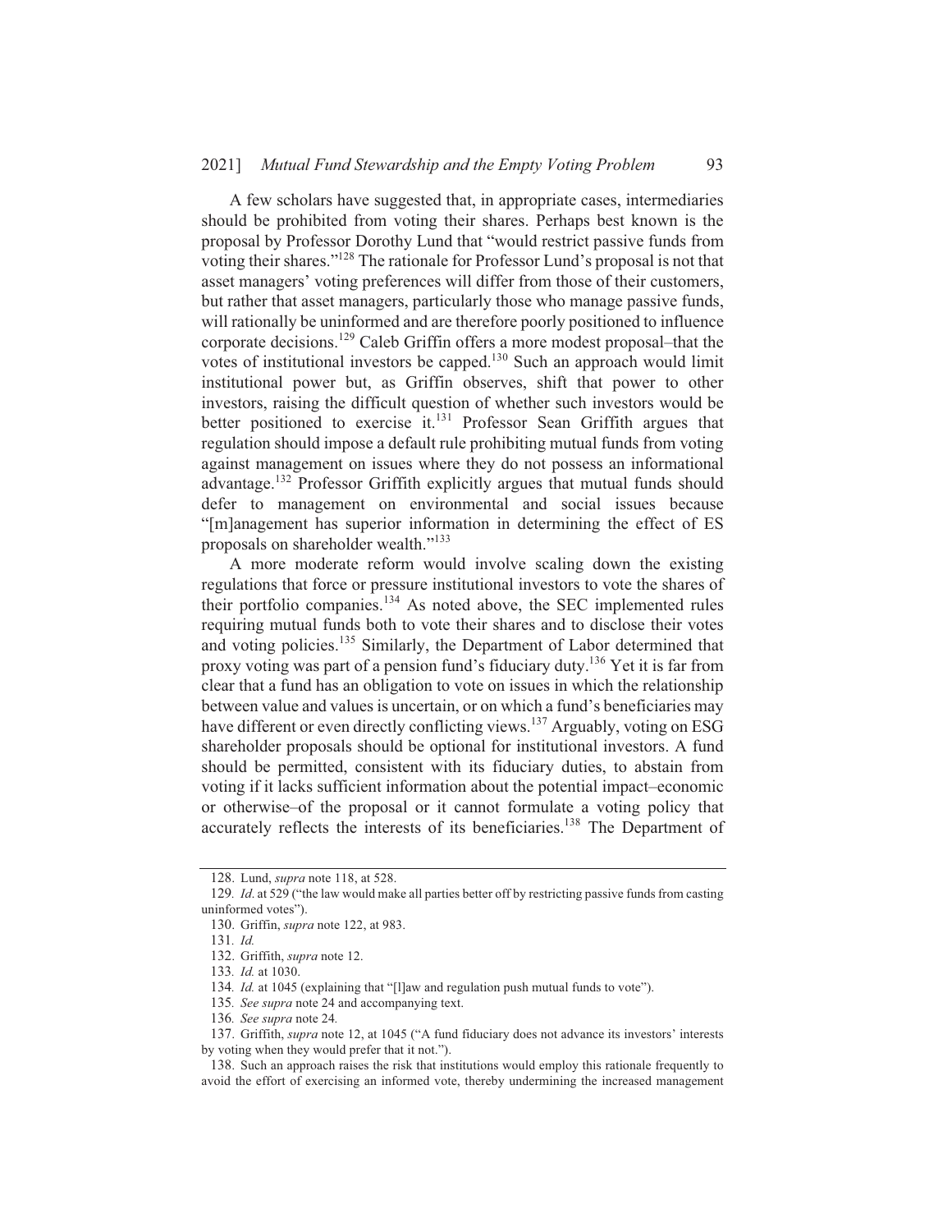A few scholars have suggested that, in appropriate cases, intermediaries should be prohibited from voting their shares. Perhaps best known is the proposal by Professor Dorothy Lund that "would restrict passive funds from voting their shares."[128] The rationale for Professor Lund's proposal is not that asset managers' voting preferences will differ from those of their customers, but rather that asset managers, particularly those who manage passive funds, will rationally be uninformed and are therefore poorly positioned to influence corporate decisions.[129] Caleb Griffin offers a more modest proposal–that the votes of institutional investors be capped.[130] Such an approach would limit institutional power but, as Griffin observes, shift that power to other investors, raising the difficult question of whether such investors would be better positioned to exercise it.[131] Professor Sean Griffith argues that regulation should impose a default rule prohibiting mutual funds from voting against management on issues where they do not possess an informational advantage.[132] Professor Griffith explicitly argues that mutual funds should defer to management on environmental and social issues because "[m]anagement has superior information in determining the effect of ES proposals on shareholder wealth."[133]

A more moderate reform would involve scaling down the existing regulations that force or pressure institutional investors to vote the shares of their portfolio companies.[134] As noted above, the SEC implemented rules requiring mutual funds both to vote their shares and to disclose their votes and voting policies.[135] Similarly, the Department of Labor determined that proxy voting was part of a pension fund's fiduciary duty.[136] Yet it is far from clear that a fund has an obligation to vote on issues in which the relationship between value and values is uncertain, or on which a fund's beneficiaries may have different or even directly conflicting views.[137] Arguably, voting on ESG shareholder proposals should be optional for institutional investors. A fund should be permitted, consistent with its fiduciary duties, to abstain from voting if it lacks sufficient information about the potential impact–economic or otherwise–of the proposal or it cannot formulate a voting policy that accurately reflects the interests of its beneficiaries.[138] The Department of

---

128. Lund, *supra* note 118, at 528.

129. *Id.* at 529 ("the law would make all parties better off by restricting passive funds from casting uninformed votes").

130. Griffin, *supra* note 122, at 983.

131. *Id.*

132. Griffith, *supra* note 12.

133. *Id.* at 1030.

134. *Id.* at 1045 (explaining that "[l]aw and regulation push mutual funds to vote").

135. *See supra* note 24 and accompanying text.

136. *See supra* note 24.

137. Griffith, *supra* note 12, at 1045 ("A fund fiduciary does not advance its investors' interests by voting when they would prefer that it not.").

138. Such an approach raises the risk that institutions would employ this rationale frequently to avoid the effort of exercising an informed vote, thereby undermining the increased management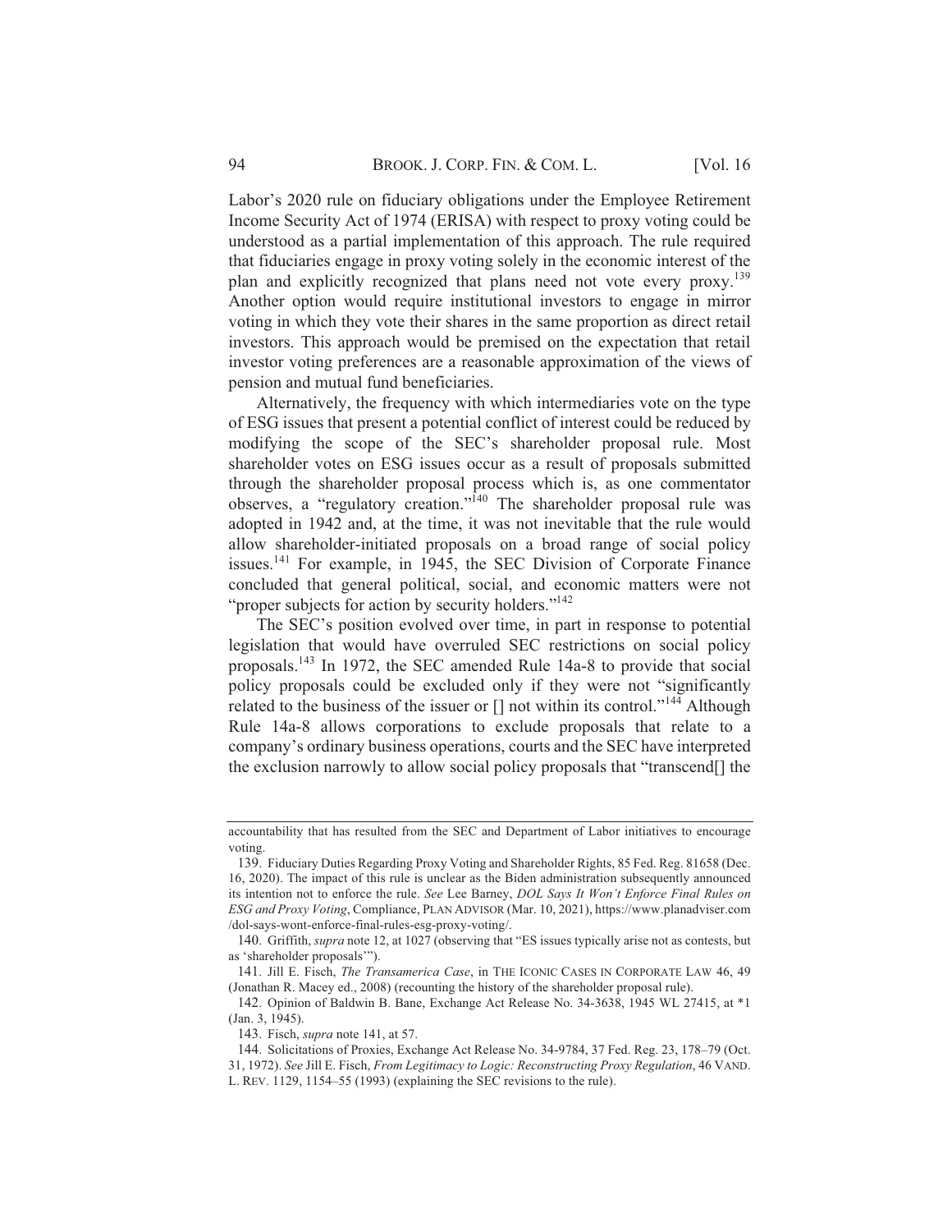Labor's 2020 rule on fiduciary obligations under the Employee Retirement Income Security Act of 1974 (ERISA) with respect to proxy voting could be understood as a partial implementation of this approach. The rule required that fiduciaries engage in proxy voting solely in the economic interest of the plan and explicitly recognized that plans need not vote every proxy.[139] Another option would require institutional investors to engage in mirror voting in which they vote their shares in the same proportion as direct retail investors. This approach would be premised on the expectation that retail investor voting preferences are a reasonable approximation of the views of pension and mutual fund beneficiaries.

Alternatively, the frequency with which intermediaries vote on the type of ESG issues that present a potential conflict of interest could be reduced by modifying the scope of the SEC's shareholder proposal rule. Most shareholder votes on ESG issues occur as a result of proposals submitted through the shareholder proposal process which is, as one commentator observes, a "regulatory creation."[140] The shareholder proposal rule was adopted in 1942 and, at the time, it was not inevitable that the rule would allow shareholder-initiated proposals on a broad range of social policy issues.[141] For example, in 1945, the SEC Division of Corporate Finance concluded that general political, social, and economic matters were not "proper subjects for action by security holders."[142]

The SEC's position evolved over time, in part in response to potential legislation that would have overruled SEC restrictions on social policy proposals.[143] In 1972, the SEC amended Rule 14a-8 to provide that social policy proposals could be excluded only if they were not "significantly related to the business of the issuer or [] not within its control."[144] Although Rule 14a-8 allows corporations to exclude proposals that relate to a company's ordinary business operations, courts and the SEC have interpreted the exclusion narrowly to allow social policy proposals that "transcend[] the

---

accountability that has resulted from the SEC and Department of Labor initiatives to encourage voting.

139. Fiduciary Duties Regarding Proxy Voting and Shareholder Rights, 85 Fed. Reg. 81658 (Dec. 16, 2020). The impact of this rule is unclear as the Biden administration subsequently announced its intention not to enforce the rule. *See* Lee Barney, *DOL Says It Won't Enforce Final Rules on ESG and Proxy Voting*, Compliance, PLAN ADVISOR (Mar. 10, 2021), https://www.planadviser.com/dol-says-wont-enforce-final-rules-esg-proxy-voting/.

140. Griffith, *supra* note 12, at 1027 (observing that "ES issues typically arise not as contests, but as 'shareholder proposals'").

141. Jill E. Fisch, *The Transamerica Case*, in THE ICONIC CASES IN CORPORATE LAW 46, 49 (Jonathan R. Macey ed., 2008) (recounting the history of the shareholder proposal rule).

142. Opinion of Baldwin B. Bane, Exchange Act Release No. 34-3638, 1945 WL 27415, at *1 (Jan. 3, 1945).

143. Fisch, *supra* note 141, at 57.

144. Solicitations of Proxies, Exchange Act Release No. 34-9784, 37 Fed. Reg. 23, 178–79 (Oct. 31, 1972). *See* Jill E. Fisch, *From Legitimacy to Logic: Reconstructing Proxy Regulation*, 46 VAND. L. REV. 1129, 1154–55 (1993) (explaining the SEC revisions to the rule).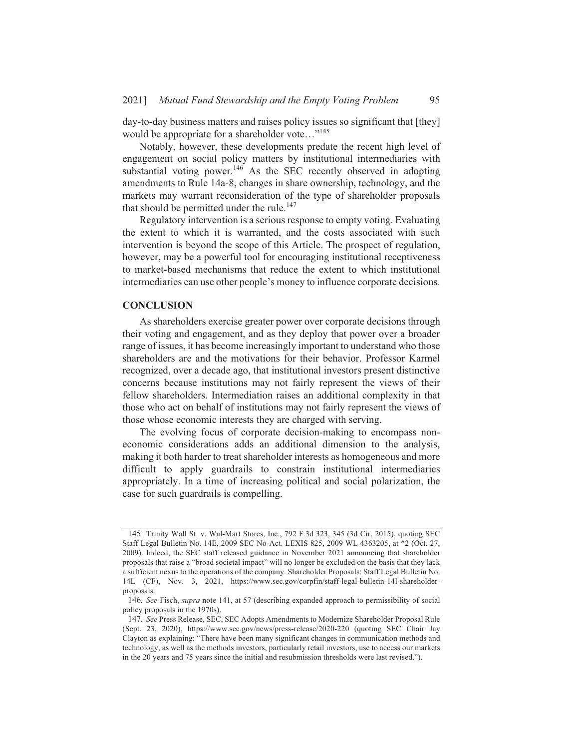day-to-day business matters and raises policy issues so significant that [they] would be appropriate for a shareholder vote…"[145]

Notably, however, these developments predate the recent high level of engagement on social policy matters by institutional intermediaries with substantial voting power.[146] As the SEC recently observed in adopting amendments to Rule 14a-8, changes in share ownership, technology, and the markets may warrant reconsideration of the type of shareholder proposals that should be permitted under the rule.[147]

Regulatory intervention is a serious response to empty voting. Evaluating the extent to which it is warranted, and the costs associated with such intervention is beyond the scope of this Article. The prospect of regulation, however, may be a powerful tool for encouraging institutional receptiveness to market-based mechanisms that reduce the extent to which institutional intermediaries can use other people's money to influence corporate decisions.

## CONCLUSION

As shareholders exercise greater power over corporate decisions through their voting and engagement, and as they deploy that power over a broader range of issues, it has become increasingly important to understand who those shareholders are and the motivations for their behavior. Professor Karmel recognized, over a decade ago, that institutional investors present distinctive concerns because institutions may not fairly represent the views of their fellow shareholders. Intermediation raises an additional complexity in that those who act on behalf of institutions may not fairly represent the views of those whose economic interests they are charged with serving.

The evolving focus of corporate decision-making to encompass non-economic considerations adds an additional dimension to the analysis, making it both harder to treat shareholder interests as homogeneous and more difficult to apply guardrails to constrain institutional intermediaries appropriately. In a time of increasing political and social polarization, the case for such guardrails is compelling.

---

145. Trinity Wall St. v. Wal-Mart Stores, Inc., 792 F.3d 323, 345 (3d Cir. 2015), quoting SEC Staff Legal Bulletin No. 14E, 2009 SEC No-Act. LEXIS 825, 2009 WL 4363205, at *2 (Oct. 27, 2009). Indeed, the SEC staff released guidance in November 2021 announcing that shareholder proposals that raise a "broad societal impact" will no longer be excluded on the basis that they lack a sufficient nexus to the operations of the company. Shareholder Proposals: Staff Legal Bulletin No. 14L (CF), Nov. 3, 2021, https://www.sec.gov/corpfin/staff-legal-bulletin-14l-shareholder-proposals.

146. *See* Fisch, *supra* note 141, at 57 (describing expanded approach to permissibility of social policy proposals in the 1970s).

147. *See* Press Release, SEC, SEC Adopts Amendments to Modernize Shareholder Proposal Rule (Sept. 23, 2020), https://www.sec.gov/news/press-release/2020-220 (quoting SEC Chair Jay Clayton as explaining: "There have been many significant changes in communication methods and technology, as well as the methods investors, particularly retail investors, use to access our markets in the 20 years and 75 years since the initial and resubmission thresholds were last revised.").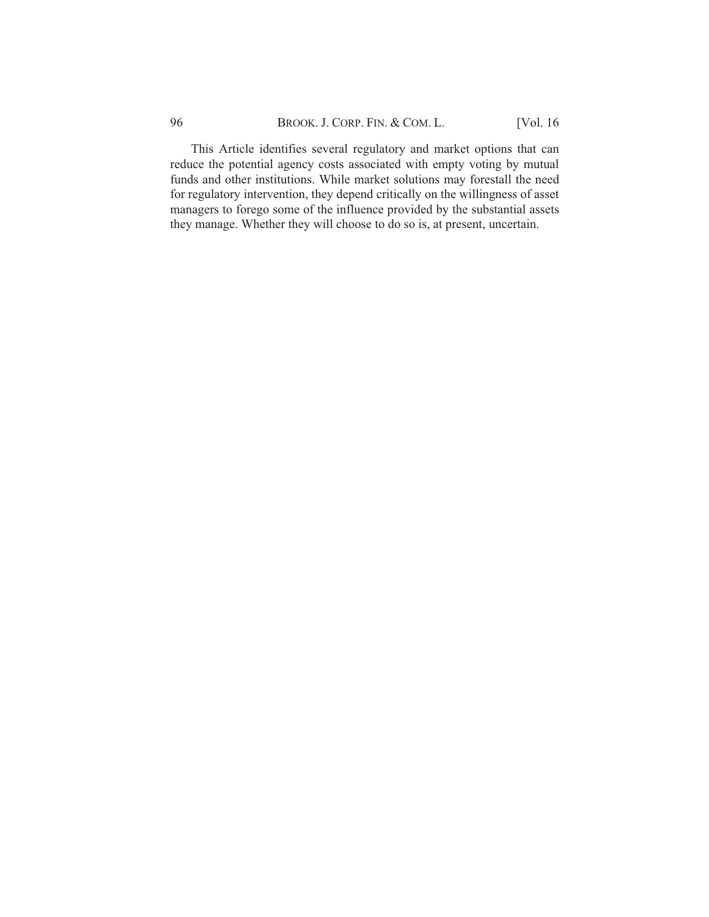This Article identifies several regulatory and market options that can reduce the potential agency costs associated with empty voting by mutual funds and other institutions. While market solutions may forestall the need for regulatory intervention, they depend critically on the willingness of asset managers to forego some of the influence provided by the substantial assets they manage. Whether they will choose to do so is, at present, uncertain.